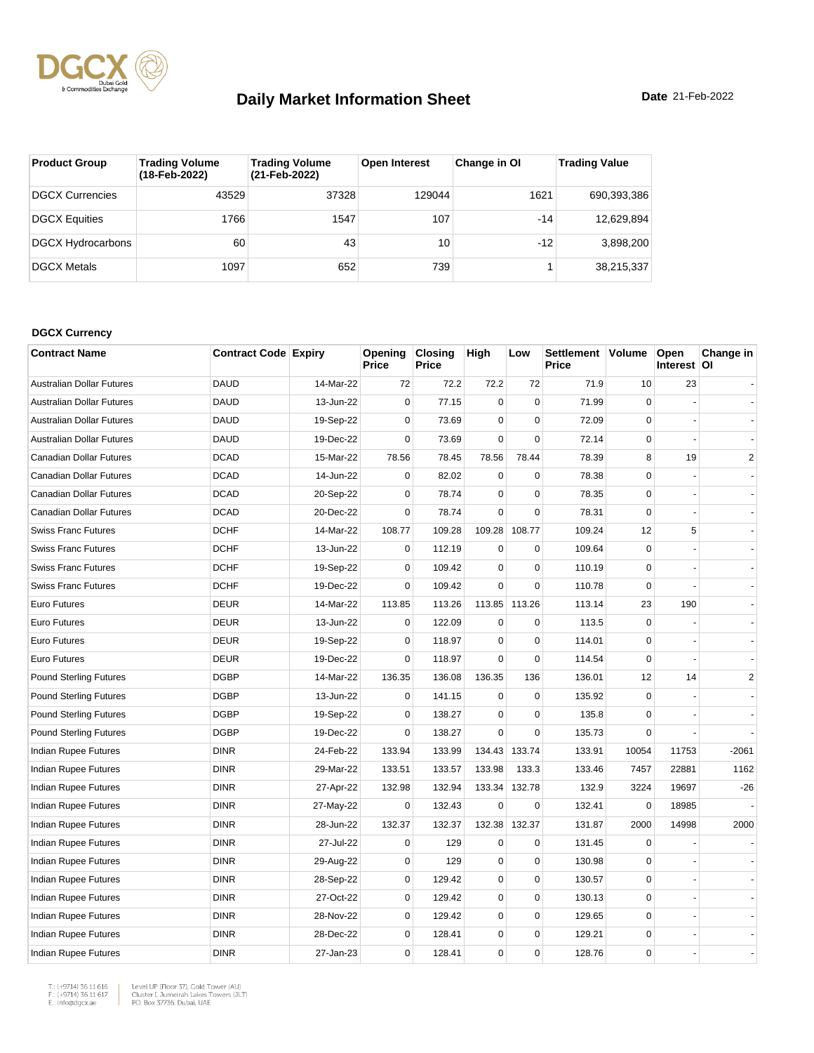# Daily Market Information Sheet

**Date** 21-Feb-2022

| Product Group | Trading Volume (18-Feb-2022) | Trading Volume (21-Feb-2022) | Open Interest | Change in OI | Trading Value |
|---|---|---|---|---|---|
| DGCX Currencies | 43529 | 37328 | 129044 | 1621 | 690,393,386 |
| DGCX Equities | 1766 | 1547 | 107 | -14 | 12,629,894 |
| DGCX Hydrocarbons | 60 | 43 | 10 | -12 | 3,898,200 |
| DGCX Metals | 1097 | 652 | 739 | 1 | 38,215,337 |

### DGCX Currency

| Contract Name | Contract Code | Expiry | Opening Price | Closing Price | High | Low | Settlement Price | Volume | Open Interest | Change in OI |
|---|---|---|---|---|---|---|---|---|---|---|
| Australian Dollar Futures | DAUD | 14-Mar-22 | 72 | 72.2 | 72.2 | 72 | 71.9 | 10 | 23 | - |
| Australian Dollar Futures | DAUD | 13-Jun-22 | 0 | 77.15 | 0 | 0 | 71.99 | 0 | - | - |
| Australian Dollar Futures | DAUD | 19-Sep-22 | 0 | 73.69 | 0 | 0 | 72.09 | 0 | - | - |
| Australian Dollar Futures | DAUD | 19-Dec-22 | 0 | 73.69 | 0 | 0 | 72.14 | 0 | - | - |
| Canadian Dollar Futures | DCAD | 15-Mar-22 | 78.56 | 78.45 | 78.56 | 78.44 | 78.39 | 8 | 19 | 2 |
| Canadian Dollar Futures | DCAD | 14-Jun-22 | 0 | 82.02 | 0 | 0 | 78.38 | 0 | - | - |
| Canadian Dollar Futures | DCAD | 20-Sep-22 | 0 | 78.74 | 0 | 0 | 78.35 | 0 | - | - |
| Canadian Dollar Futures | DCAD | 20-Dec-22 | 0 | 78.74 | 0 | 0 | 78.31 | 0 | - | - |
| Swiss Franc Futures | DCHF | 14-Mar-22 | 108.77 | 109.28 | 109.28 | 108.77 | 109.24 | 12 | 5 | - |
| Swiss Franc Futures | DCHF | 13-Jun-22 | 0 | 112.19 | 0 | 0 | 109.64 | 0 | - | - |
| Swiss Franc Futures | DCHF | 19-Sep-22 | 0 | 109.42 | 0 | 0 | 110.19 | 0 | - | - |
| Swiss Franc Futures | DCHF | 19-Dec-22 | 0 | 109.42 | 0 | 0 | 110.78 | 0 | - | - |
| Euro Futures | DEUR | 14-Mar-22 | 113.85 | 113.26 | 113.85 | 113.26 | 113.14 | 23 | 190 | - |
| Euro Futures | DEUR | 13-Jun-22 | 0 | 122.09 | 0 | 0 | 113.5 | 0 | - | - |
| Euro Futures | DEUR | 19-Sep-22 | 0 | 118.97 | 0 | 0 | 114.01 | 0 | - | - |
| Euro Futures | DEUR | 19-Dec-22 | 0 | 118.97 | 0 | 0 | 114.54 | 0 | - | - |
| Pound Sterling Futures | DGBP | 14-Mar-22 | 136.35 | 136.08 | 136.35 | 136 | 136.01 | 12 | 14 | 2 |
| Pound Sterling Futures | DGBP | 13-Jun-22 | 0 | 141.15 | 0 | 0 | 135.92 | 0 | - | - |
| Pound Sterling Futures | DGBP | 19-Sep-22 | 0 | 138.27 | 0 | 0 | 135.8 | 0 | - | - |
| Pound Sterling Futures | DGBP | 19-Dec-22 | 0 | 138.27 | 0 | 0 | 135.73 | 0 | - | - |
| Indian Rupee Futures | DINR | 24-Feb-22 | 133.94 | 133.99 | 134.43 | 133.74 | 133.91 | 10054 | 11753 | -2061 |
| Indian Rupee Futures | DINR | 29-Mar-22 | 133.51 | 133.57 | 133.98 | 133.3 | 133.46 | 7457 | 22881 | 1162 |
| Indian Rupee Futures | DINR | 27-Apr-22 | 132.98 | 132.94 | 133.34 | 132.78 | 132.9 | 3224 | 19697 | -26 |
| Indian Rupee Futures | DINR | 27-May-22 | 0 | 132.43 | 0 | 0 | 132.41 | 0 | 18985 | - |
| Indian Rupee Futures | DINR | 28-Jun-22 | 132.37 | 132.37 | 132.38 | 132.37 | 131.87 | 2000 | 14998 | 2000 |
| Indian Rupee Futures | DINR | 27-Jul-22 | 0 | 129 | 0 | 0 | 131.45 | 0 | - | - |
| Indian Rupee Futures | DINR | 29-Aug-22 | 0 | 129 | 0 | 0 | 130.98 | 0 | - | - |
| Indian Rupee Futures | DINR | 28-Sep-22 | 0 | 129.42 | 0 | 0 | 130.57 | 0 | - | - |
| Indian Rupee Futures | DINR | 27-Oct-22 | 0 | 129.42 | 0 | 0 | 130.13 | 0 | - | - |
| Indian Rupee Futures | DINR | 28-Nov-22 | 0 | 129.42 | 0 | 0 | 129.65 | 0 | - | - |
| Indian Rupee Futures | DINR | 28-Dec-22 | 0 | 128.41 | 0 | 0 | 129.21 | 0 | - | - |
| Indian Rupee Futures | DINR | 27-Jan-23 | 0 | 128.41 | 0 | 0 | 128.76 | 0 | - | - |

T.: (+9714) 36 11 616
F.: (+9714) 36 11 617
E.: info@dgcx.ae

Level UP (Floor 37), Gold Tower (AU)
Cluster I, Jumeirah Lakes Towers (JLT)
P.O. Box 37736, Dubai, UAE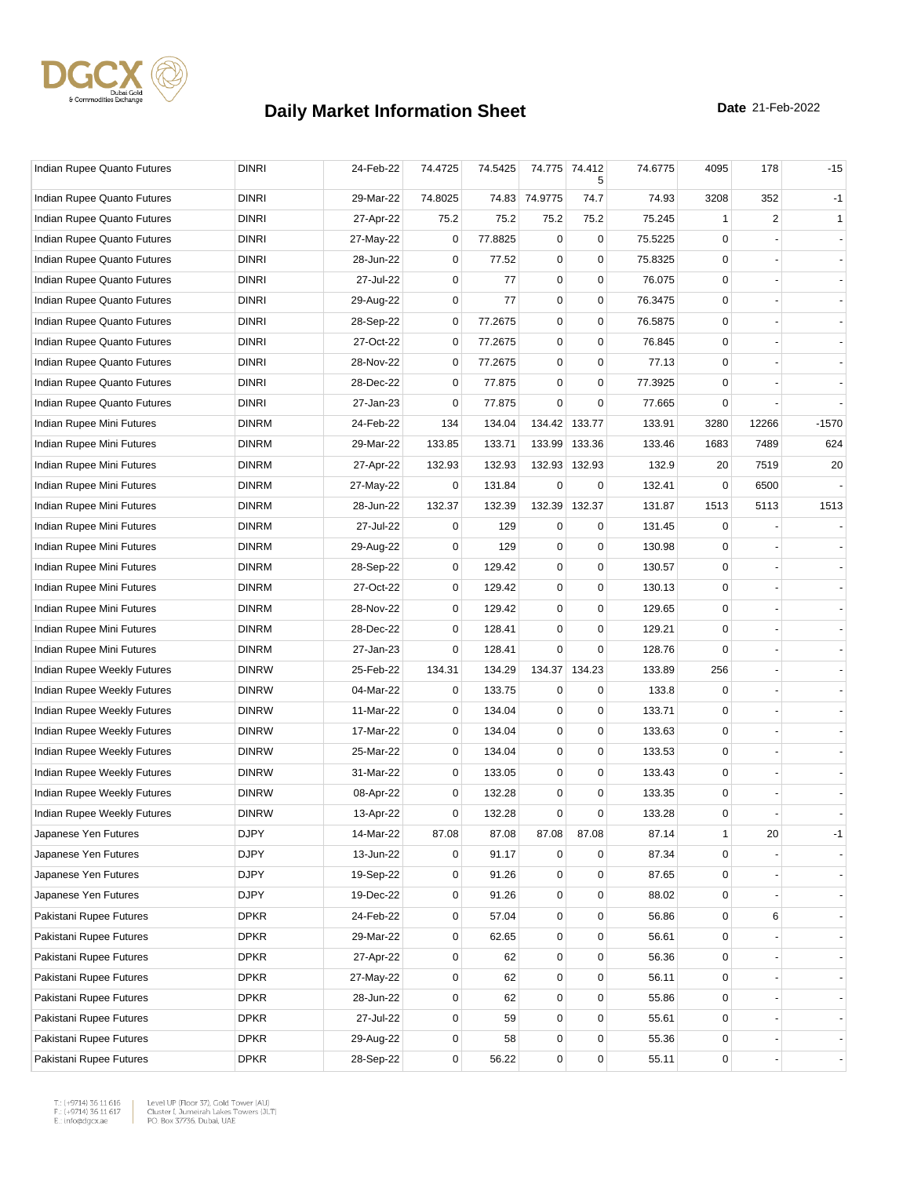# Daily Market Information Sheet

**Date** 21-Feb-2022

| | | | | | | | | | | |
|---|---|---|---|---|---|---|---|---|---|---|
| Indian Rupee Quanto Futures | DINRI | 24-Feb-22 | 74.4725 | 74.5425 | 74.775 | 74.4125 | 74.6775 | 4095 | 178 | -15 |
| Indian Rupee Quanto Futures | DINRI | 29-Mar-22 | 74.8025 | 74.83 | 74.9775 | 74.7 | 74.93 | 3208 | 352 | -1 |
| Indian Rupee Quanto Futures | DINRI | 27-Apr-22 | 75.2 | 75.2 | 75.2 | 75.2 | 75.245 | 1 | 2 | 1 |
| Indian Rupee Quanto Futures | DINRI | 27-May-22 | 0 | 77.8825 | 0 | 0 | 75.5225 | 0 | - | - |
| Indian Rupee Quanto Futures | DINRI | 28-Jun-22 | 0 | 77.52 | 0 | 0 | 75.8325 | 0 | - | - |
| Indian Rupee Quanto Futures | DINRI | 27-Jul-22 | 0 | 77 | 0 | 0 | 76.075 | 0 | - | - |
| Indian Rupee Quanto Futures | DINRI | 29-Aug-22 | 0 | 77 | 0 | 0 | 76.3475 | 0 | - | - |
| Indian Rupee Quanto Futures | DINRI | 28-Sep-22 | 0 | 77.2675 | 0 | 0 | 76.5875 | 0 | - | - |
| Indian Rupee Quanto Futures | DINRI | 27-Oct-22 | 0 | 77.2675 | 0 | 0 | 76.845 | 0 | - | - |
| Indian Rupee Quanto Futures | DINRI | 28-Nov-22 | 0 | 77.2675 | 0 | 0 | 77.13 | 0 | - | - |
| Indian Rupee Quanto Futures | DINRI | 28-Dec-22 | 0 | 77.875 | 0 | 0 | 77.3925 | 0 | - | - |
| Indian Rupee Quanto Futures | DINRI | 27-Jan-23 | 0 | 77.875 | 0 | 0 | 77.665 | 0 | - | - |
| Indian Rupee Mini Futures | DINRM | 24-Feb-22 | 134 | 134.04 | 134.42 | 133.77 | 133.91 | 3280 | 12266 | -1570 |
| Indian Rupee Mini Futures | DINRM | 29-Mar-22 | 133.85 | 133.71 | 133.99 | 133.36 | 133.46 | 1683 | 7489 | 624 |
| Indian Rupee Mini Futures | DINRM | 27-Apr-22 | 132.93 | 132.93 | 132.93 | 132.93 | 132.9 | 20 | 7519 | 20 |
| Indian Rupee Mini Futures | DINRM | 27-May-22 | 0 | 131.84 | 0 | 0 | 132.41 | 0 | 6500 | - |
| Indian Rupee Mini Futures | DINRM | 28-Jun-22 | 132.37 | 132.39 | 132.39 | 132.37 | 131.87 | 1513 | 5113 | 1513 |
| Indian Rupee Mini Futures | DINRM | 27-Jul-22 | 0 | 129 | 0 | 0 | 131.45 | 0 | - | - |
| Indian Rupee Mini Futures | DINRM | 29-Aug-22 | 0 | 129 | 0 | 0 | 130.98 | 0 | - | - |
| Indian Rupee Mini Futures | DINRM | 28-Sep-22 | 0 | 129.42 | 0 | 0 | 130.57 | 0 | - | - |
| Indian Rupee Mini Futures | DINRM | 27-Oct-22 | 0 | 129.42 | 0 | 0 | 130.13 | 0 | - | - |
| Indian Rupee Mini Futures | DINRM | 28-Nov-22 | 0 | 129.42 | 0 | 0 | 129.65 | 0 | - | - |
| Indian Rupee Mini Futures | DINRM | 28-Dec-22 | 0 | 128.41 | 0 | 0 | 129.21 | 0 | - | - |
| Indian Rupee Mini Futures | DINRM | 27-Jan-23 | 0 | 128.41 | 0 | 0 | 128.76 | 0 | - | - |
| Indian Rupee Weekly Futures | DINRW | 25-Feb-22 | 134.31 | 134.29 | 134.37 | 134.23 | 133.89 | 256 | - | - |
| Indian Rupee Weekly Futures | DINRW | 04-Mar-22 | 0 | 133.75 | 0 | 0 | 133.8 | 0 | - | - |
| Indian Rupee Weekly Futures | DINRW | 11-Mar-22 | 0 | 134.04 | 0 | 0 | 133.71 | 0 | - | - |
| Indian Rupee Weekly Futures | DINRW | 17-Mar-22 | 0 | 134.04 | 0 | 0 | 133.63 | 0 | - | - |
| Indian Rupee Weekly Futures | DINRW | 25-Mar-22 | 0 | 134.04 | 0 | 0 | 133.53 | 0 | - | - |
| Indian Rupee Weekly Futures | DINRW | 31-Mar-22 | 0 | 133.05 | 0 | 0 | 133.43 | 0 | - | - |
| Indian Rupee Weekly Futures | DINRW | 08-Apr-22 | 0 | 132.28 | 0 | 0 | 133.35 | 0 | - | - |
| Indian Rupee Weekly Futures | DINRW | 13-Apr-22 | 0 | 132.28 | 0 | 0 | 133.28 | 0 | - | - |
| Japanese Yen Futures | DJPY | 14-Mar-22 | 87.08 | 87.08 | 87.08 | 87.08 | 87.14 | 1 | 20 | -1 |
| Japanese Yen Futures | DJPY | 13-Jun-22 | 0 | 91.17 | 0 | 0 | 87.34 | 0 | - | - |
| Japanese Yen Futures | DJPY | 19-Sep-22 | 0 | 91.26 | 0 | 0 | 87.65 | 0 | - | - |
| Japanese Yen Futures | DJPY | 19-Dec-22 | 0 | 91.26 | 0 | 0 | 88.02 | 0 | - | - |
| Pakistani Rupee Futures | DPKR | 24-Feb-22 | 0 | 57.04 | 0 | 0 | 56.86 | 0 | 6 | - |
| Pakistani Rupee Futures | DPKR | 29-Mar-22 | 0 | 62.65 | 0 | 0 | 56.61 | 0 | - | - |
| Pakistani Rupee Futures | DPKR | 27-Apr-22 | 0 | 62 | 0 | 0 | 56.36 | 0 | - | - |
| Pakistani Rupee Futures | DPKR | 27-May-22 | 0 | 62 | 0 | 0 | 56.11 | 0 | - | - |
| Pakistani Rupee Futures | DPKR | 28-Jun-22 | 0 | 62 | 0 | 0 | 55.86 | 0 | - | - |
| Pakistani Rupee Futures | DPKR | 27-Jul-22 | 0 | 59 | 0 | 0 | 55.61 | 0 | - | - |
| Pakistani Rupee Futures | DPKR | 29-Aug-22 | 0 | 58 | 0 | 0 | 55.36 | 0 | - | - |
| Pakistani Rupee Futures | DPKR | 28-Sep-22 | 0 | 56.22 | 0 | 0 | 55.11 | 0 | - | - |

T.: (+9714) 36 11 616
F.: (+9714) 36 11 617
E.: info@dgcx.ae

Level UP (Floor 37), Gold Tower (AU)
Cluster I, Jumeirah Lakes Towers (JLT)
P.O. Box 37736, Dubai, UAE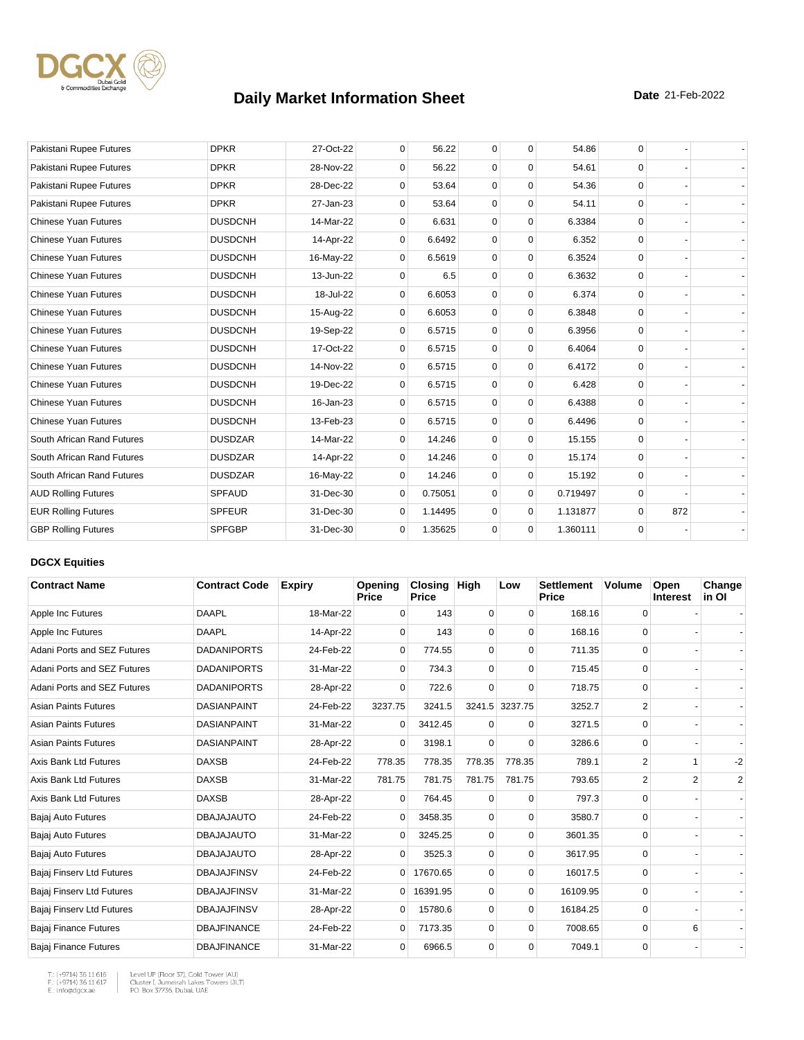# Daily Market Information Sheet

**Date** 21-Feb-2022

| | | | | | | | | | | |
|---|---|---|---|---|---|---|---|---|---|---|
| Pakistani Rupee Futures | DPKR | 27-Oct-22 | 0 | 56.22 | 0 | 0 | 54.86 | 0 | - | - |
| Pakistani Rupee Futures | DPKR | 28-Nov-22 | 0 | 56.22 | 0 | 0 | 54.61 | 0 | - | - |
| Pakistani Rupee Futures | DPKR | 28-Dec-22 | 0 | 53.64 | 0 | 0 | 54.36 | 0 | - | - |
| Pakistani Rupee Futures | DPKR | 27-Jan-23 | 0 | 53.64 | 0 | 0 | 54.11 | 0 | - | - |
| Chinese Yuan Futures | DUSDCNH | 14-Mar-22 | 0 | 6.631 | 0 | 0 | 6.3384 | 0 | - | - |
| Chinese Yuan Futures | DUSDCNH | 14-Apr-22 | 0 | 6.6492 | 0 | 0 | 6.352 | 0 | - | - |
| Chinese Yuan Futures | DUSDCNH | 16-May-22 | 0 | 6.5619 | 0 | 0 | 6.3524 | 0 | - | - |
| Chinese Yuan Futures | DUSDCNH | 13-Jun-22 | 0 | 6.5 | 0 | 0 | 6.3632 | 0 | - | - |
| Chinese Yuan Futures | DUSDCNH | 18-Jul-22 | 0 | 6.6053 | 0 | 0 | 6.374 | 0 | - | - |
| Chinese Yuan Futures | DUSDCNH | 15-Aug-22 | 0 | 6.6053 | 0 | 0 | 6.3848 | 0 | - | - |
| Chinese Yuan Futures | DUSDCNH | 19-Sep-22 | 0 | 6.5715 | 0 | 0 | 6.3956 | 0 | - | - |
| Chinese Yuan Futures | DUSDCNH | 17-Oct-22 | 0 | 6.5715 | 0 | 0 | 6.4064 | 0 | - | - |
| Chinese Yuan Futures | DUSDCNH | 14-Nov-22 | 0 | 6.5715 | 0 | 0 | 6.4172 | 0 | - | - |
| Chinese Yuan Futures | DUSDCNH | 19-Dec-22 | 0 | 6.5715 | 0 | 0 | 6.428 | 0 | - | - |
| Chinese Yuan Futures | DUSDCNH | 16-Jan-23 | 0 | 6.5715 | 0 | 0 | 6.4388 | 0 | - | - |
| Chinese Yuan Futures | DUSDCNH | 13-Feb-23 | 0 | 6.5715 | 0 | 0 | 6.4496 | 0 | - | - |
| South African Rand Futures | DUSDZAR | 14-Mar-22 | 0 | 14.246 | 0 | 0 | 15.155 | 0 | - | - |
| South African Rand Futures | DUSDZAR | 14-Apr-22 | 0 | 14.246 | 0 | 0 | 15.174 | 0 | - | - |
| South African Rand Futures | DUSDZAR | 16-May-22 | 0 | 14.246 | 0 | 0 | 15.192 | 0 | - | - |
| AUD Rolling Futures | SPFAUD | 31-Dec-30 | 0 | 0.75051 | 0 | 0 | 0.719497 | 0 | - | - |
| EUR Rolling Futures | SPFEUR | 31-Dec-30 | 0 | 1.14495 | 0 | 0 | 1.131877 | 0 | 872 | - |
| GBP Rolling Futures | SPFGBP | 31-Dec-30 | 0 | 1.35625 | 0 | 0 | 1.360111 | 0 | - | - |

### DGCX Equities

| Contract Name | Contract Code | Expiry | Opening Price | Closing Price | High | Low | Settlement Price | Volume | Open Interest | Change in OI |
|---|---|---|---|---|---|---|---|---|---|---|
| Apple Inc Futures | DAAPL | 18-Mar-22 | 0 | 143 | 0 | 0 | 168.16 | 0 | - | - |
| Apple Inc Futures | DAAPL | 14-Apr-22 | 0 | 143 | 0 | 0 | 168.16 | 0 | - | - |
| Adani Ports and SEZ Futures | DADANIPORTS | 24-Feb-22 | 0 | 774.55 | 0 | 0 | 711.35 | 0 | - | - |
| Adani Ports and SEZ Futures | DADANIPORTS | 31-Mar-22 | 0 | 734.3 | 0 | 0 | 715.45 | 0 | - | - |
| Adani Ports and SEZ Futures | DADANIPORTS | 28-Apr-22 | 0 | 722.6 | 0 | 0 | 718.75 | 0 | - | - |
| Asian Paints Futures | DASIANPAINT | 24-Feb-22 | 3237.75 | 3241.5 | 3241.5 | 3237.75 | 3252.7 | 2 | - | - |
| Asian Paints Futures | DASIANPAINT | 31-Mar-22 | 0 | 3412.45 | 0 | 0 | 3271.5 | 0 | - | - |
| Asian Paints Futures | DASIANPAINT | 28-Apr-22 | 0 | 3198.1 | 0 | 0 | 3286.6 | 0 | - | - |
| Axis Bank Ltd Futures | DAXSB | 24-Feb-22 | 778.35 | 778.35 | 778.35 | 778.35 | 789.1 | 2 | 1 | -2 |
| Axis Bank Ltd Futures | DAXSB | 31-Mar-22 | 781.75 | 781.75 | 781.75 | 781.75 | 793.65 | 2 | 2 | 2 |
| Axis Bank Ltd Futures | DAXSB | 28-Apr-22 | 0 | 764.45 | 0 | 0 | 797.3 | 0 | - | - |
| Bajaj Auto Futures | DBAJAJAUTO | 24-Feb-22 | 0 | 3458.35 | 0 | 0 | 3580.7 | 0 | - | - |
| Bajaj Auto Futures | DBAJAJAUTO | 31-Mar-22 | 0 | 3245.25 | 0 | 0 | 3601.35 | 0 | - | - |
| Bajaj Auto Futures | DBAJAJAUTO | 28-Apr-22 | 0 | 3525.3 | 0 | 0 | 3617.95 | 0 | - | - |
| Bajaj Finserv Ltd Futures | DBAJAJFINSV | 24-Feb-22 | 0 | 17670.65 | 0 | 0 | 16017.5 | 0 | - | - |
| Bajaj Finserv Ltd Futures | DBAJAJFINSV | 31-Mar-22 | 0 | 16391.95 | 0 | 0 | 16109.95 | 0 | - | - |
| Bajaj Finserv Ltd Futures | DBAJAJFINSV | 28-Apr-22 | 0 | 15780.6 | 0 | 0 | 16184.25 | 0 | - | - |
| Bajaj Finance Futures | DBAJFINANCE | 24-Feb-22 | 0 | 7173.35 | 0 | 0 | 7008.65 | 0 | 6 | - |
| Bajaj Finance Futures | DBAJFINANCE | 31-Mar-22 | 0 | 6966.5 | 0 | 0 | 7049.1 | 0 | - | - |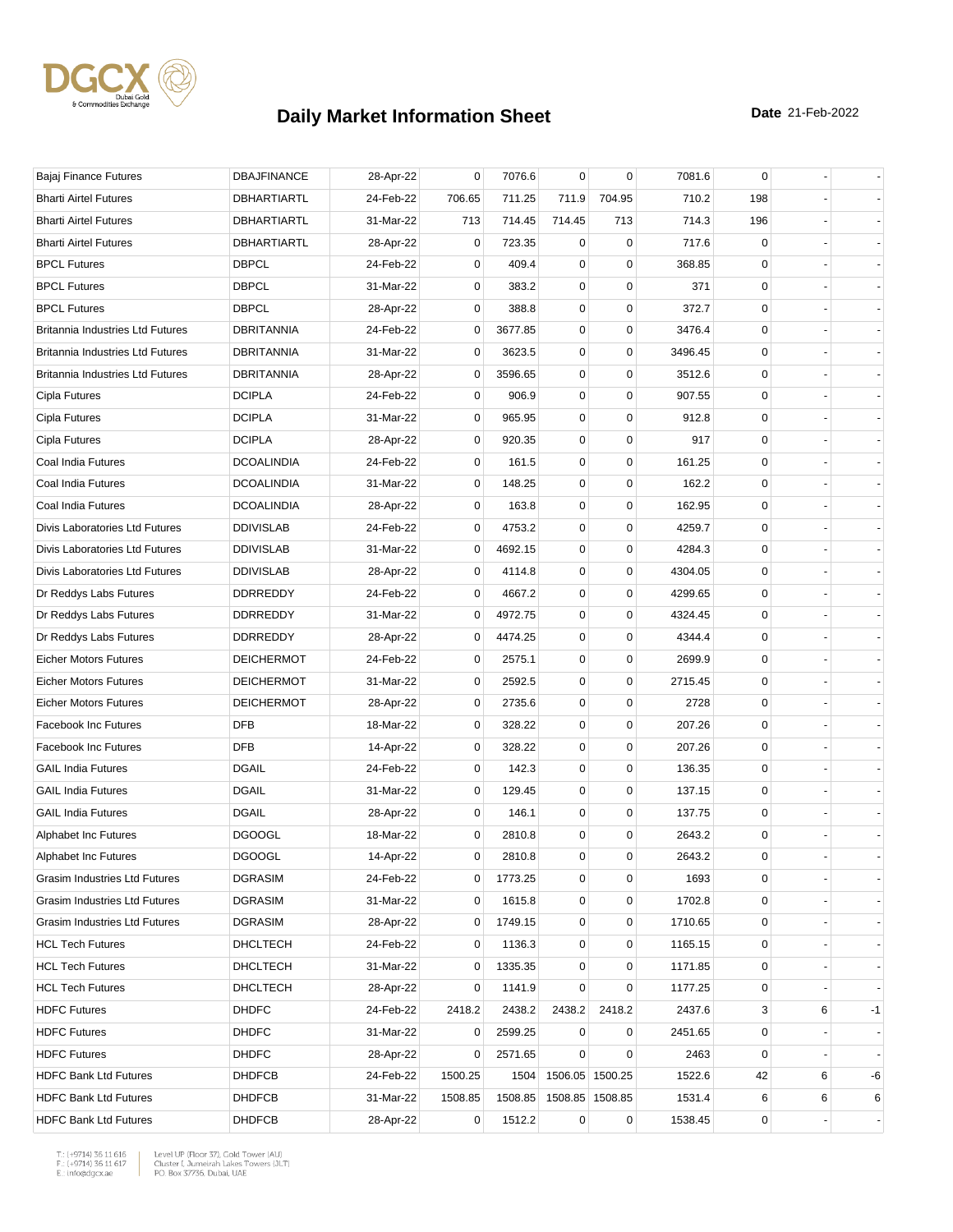# Daily Market Information Sheet

**Date** 21-Feb-2022

| | | | | | | | | | | |
|---|---|---|---|---|---|---|---|---|---|---|
| Bajaj Finance Futures | DBAJFINANCE | 28-Apr-22 | 0 | 7076.6 | 0 | 0 | 7081.6 | 0 | - | - |
| Bharti Airtel Futures | DBHARTIARTL | 24-Feb-22 | 706.65 | 711.25 | 711.9 | 704.95 | 710.2 | 198 | - | - |
| Bharti Airtel Futures | DBHARTIARTL | 31-Mar-22 | 713 | 714.45 | 714.45 | 713 | 714.3 | 196 | - | - |
| Bharti Airtel Futures | DBHARTIARTL | 28-Apr-22 | 0 | 723.35 | 0 | 0 | 717.6 | 0 | - | - |
| BPCL Futures | DBPCL | 24-Feb-22 | 0 | 409.4 | 0 | 0 | 368.85 | 0 | - | - |
| BPCL Futures | DBPCL | 31-Mar-22 | 0 | 383.2 | 0 | 0 | 371 | 0 | - | - |
| BPCL Futures | DBPCL | 28-Apr-22 | 0 | 388.8 | 0 | 0 | 372.7 | 0 | - | - |
| Britannia Industries Ltd Futures | DBRITANNIA | 24-Feb-22 | 0 | 3677.85 | 0 | 0 | 3476.4 | 0 | - | - |
| Britannia Industries Ltd Futures | DBRITANNIA | 31-Mar-22 | 0 | 3623.5 | 0 | 0 | 3496.45 | 0 | - | - |
| Britannia Industries Ltd Futures | DBRITANNIA | 28-Apr-22 | 0 | 3596.65 | 0 | 0 | 3512.6 | 0 | - | - |
| Cipla Futures | DCIPLA | 24-Feb-22 | 0 | 906.9 | 0 | 0 | 907.55 | 0 | - | - |
| Cipla Futures | DCIPLA | 31-Mar-22 | 0 | 965.95 | 0 | 0 | 912.8 | 0 | - | - |
| Cipla Futures | DCIPLA | 28-Apr-22 | 0 | 920.35 | 0 | 0 | 917 | 0 | - | - |
| Coal India Futures | DCOALINDIA | 24-Feb-22 | 0 | 161.5 | 0 | 0 | 161.25 | 0 | - | - |
| Coal India Futures | DCOALINDIA | 31-Mar-22 | 0 | 148.25 | 0 | 0 | 162.2 | 0 | - | - |
| Coal India Futures | DCOALINDIA | 28-Apr-22 | 0 | 163.8 | 0 | 0 | 162.95 | 0 | - | - |
| Divis Laboratories Ltd Futures | DDIVISLAB | 24-Feb-22 | 0 | 4753.2 | 0 | 0 | 4259.7 | 0 | - | - |
| Divis Laboratories Ltd Futures | DDIVISLAB | 31-Mar-22 | 0 | 4692.15 | 0 | 0 | 4284.3 | 0 | - | - |
| Divis Laboratories Ltd Futures | DDIVISLAB | 28-Apr-22 | 0 | 4114.8 | 0 | 0 | 4304.05 | 0 | - | - |
| Dr Reddys Labs Futures | DDRREDDY | 24-Feb-22 | 0 | 4667.2 | 0 | 0 | 4299.65 | 0 | - | - |
| Dr Reddys Labs Futures | DDRREDDY | 31-Mar-22 | 0 | 4972.75 | 0 | 0 | 4324.45 | 0 | - | - |
| Dr Reddys Labs Futures | DDRREDDY | 28-Apr-22 | 0 | 4474.25 | 0 | 0 | 4344.4 | 0 | - | - |
| Eicher Motors Futures | DEICHERMOT | 24-Feb-22 | 0 | 2575.1 | 0 | 0 | 2699.9 | 0 | - | - |
| Eicher Motors Futures | DEICHERMOT | 31-Mar-22 | 0 | 2592.5 | 0 | 0 | 2715.45 | 0 | - | - |
| Eicher Motors Futures | DEICHERMOT | 28-Apr-22 | 0 | 2735.6 | 0 | 0 | 2728 | 0 | - | - |
| Facebook Inc Futures | DFB | 18-Mar-22 | 0 | 328.22 | 0 | 0 | 207.26 | 0 | - | - |
| Facebook Inc Futures | DFB | 14-Apr-22 | 0 | 328.22 | 0 | 0 | 207.26 | 0 | - | - |
| GAIL India Futures | DGAIL | 24-Feb-22 | 0 | 142.3 | 0 | 0 | 136.35 | 0 | - | - |
| GAIL India Futures | DGAIL | 31-Mar-22 | 0 | 129.45 | 0 | 0 | 137.15 | 0 | - | - |
| GAIL India Futures | DGAIL | 28-Apr-22 | 0 | 146.1 | 0 | 0 | 137.75 | 0 | - | - |
| Alphabet Inc Futures | DGOOGL | 18-Mar-22 | 0 | 2810.8 | 0 | 0 | 2643.2 | 0 | - | - |
| Alphabet Inc Futures | DGOOGL | 14-Apr-22 | 0 | 2810.8 | 0 | 0 | 2643.2 | 0 | - | - |
| Grasim Industries Ltd Futures | DGRASIM | 24-Feb-22 | 0 | 1773.25 | 0 | 0 | 1693 | 0 | - | - |
| Grasim Industries Ltd Futures | DGRASIM | 31-Mar-22 | 0 | 1615.8 | 0 | 0 | 1702.8 | 0 | - | - |
| Grasim Industries Ltd Futures | DGRASIM | 28-Apr-22 | 0 | 1749.15 | 0 | 0 | 1710.65 | 0 | - | - |
| HCL Tech Futures | DHCLTECH | 24-Feb-22 | 0 | 1136.3 | 0 | 0 | 1165.15 | 0 | - | - |
| HCL Tech Futures | DHCLTECH | 31-Mar-22 | 0 | 1335.35 | 0 | 0 | 1171.85 | 0 | - | - |
| HCL Tech Futures | DHCLTECH | 28-Apr-22 | 0 | 1141.9 | 0 | 0 | 1177.25 | 0 | - | - |
| HDFC Futures | DHDFC | 24-Feb-22 | 2418.2 | 2438.2 | 2438.2 | 2418.2 | 2437.6 | 3 | 6 | -1 |
| HDFC Futures | DHDFC | 31-Mar-22 | 0 | 2599.25 | 0 | 0 | 2451.65 | 0 | - | - |
| HDFC Futures | DHDFC | 28-Apr-22 | 0 | 2571.65 | 0 | 0 | 2463 | 0 | - | - |
| HDFC Bank Ltd Futures | DHDFCB | 24-Feb-22 | 1500.25 | 1504 | 1506.05 | 1500.25 | 1522.6 | 42 | 6 | -6 |
| HDFC Bank Ltd Futures | DHDFCB | 31-Mar-22 | 1508.85 | 1508.85 | 1508.85 | 1508.85 | 1531.4 | 6 | 6 | 6 |
| HDFC Bank Ltd Futures | DHDFCB | 28-Apr-22 | 0 | 1512.2 | 0 | 0 | 1538.45 | 0 | - | - |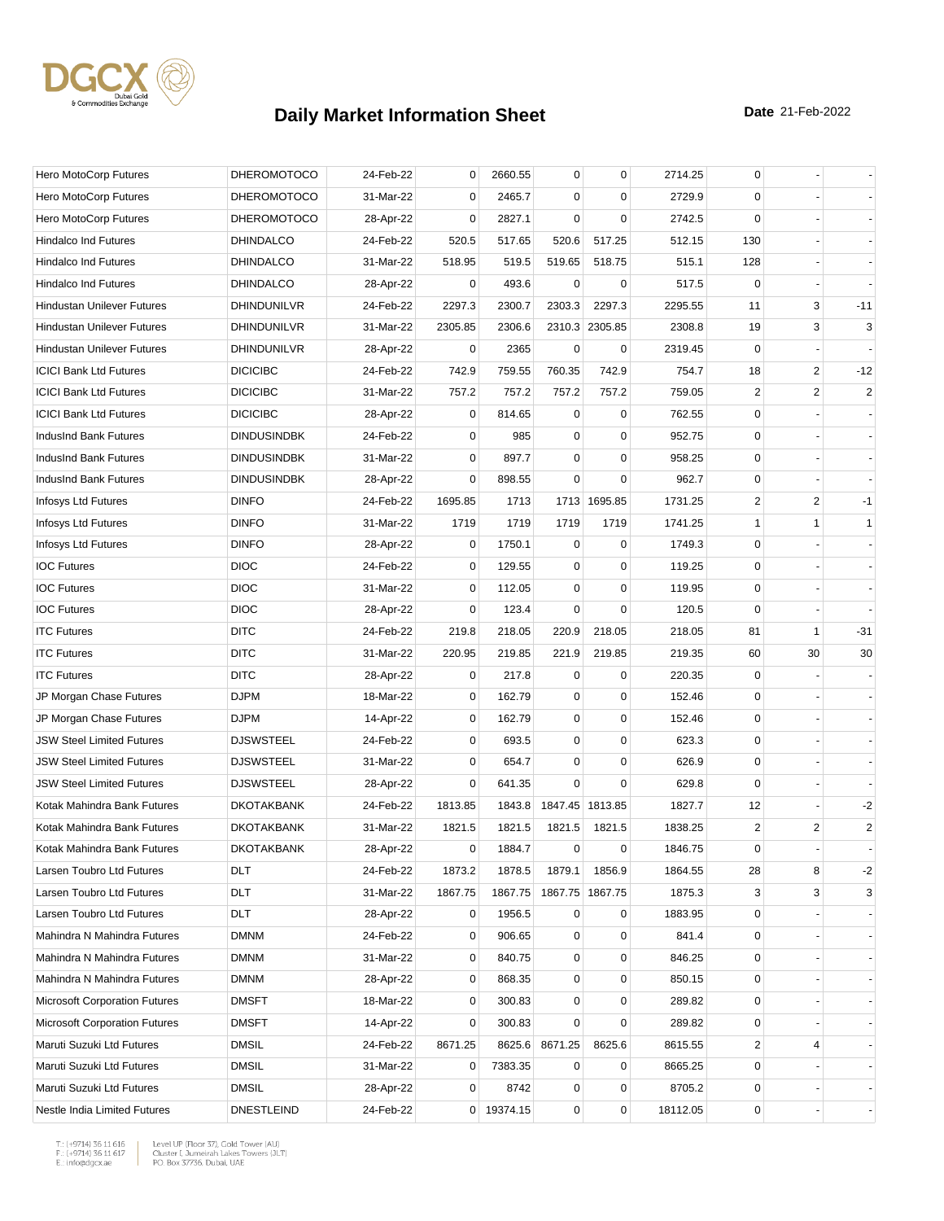# Daily Market Information Sheet

**Date** 21-Feb-2022

| | | | | | | | | | | |
|---|---|---|---|---|---|---|---|---|---|---|
| Hero MotoCorp Futures | DHEROMOTOCO | 24-Feb-22 | 0 | 2660.55 | 0 | 0 | 2714.25 | 0 | - | - |
| Hero MotoCorp Futures | DHEROMOTOCO | 31-Mar-22 | 0 | 2465.7 | 0 | 0 | 2729.9 | 0 | - | - |
| Hero MotoCorp Futures | DHEROMOTOCO | 28-Apr-22 | 0 | 2827.1 | 0 | 0 | 2742.5 | 0 | - | - |
| Hindalco Ind Futures | DHINDALCO | 24-Feb-22 | 520.5 | 517.65 | 520.6 | 517.25 | 512.15 | 130 | - | - |
| Hindalco Ind Futures | DHINDALCO | 31-Mar-22 | 518.95 | 519.5 | 519.65 | 518.75 | 515.1 | 128 | - | - |
| Hindalco Ind Futures | DHINDALCO | 28-Apr-22 | 0 | 493.6 | 0 | 0 | 517.5 | 0 | - | - |
| Hindustan Unilever Futures | DHINDUNILVR | 24-Feb-22 | 2297.3 | 2300.7 | 2303.3 | 2297.3 | 2295.55 | 11 | 3 | -11 |
| Hindustan Unilever Futures | DHINDUNILVR | 31-Mar-22 | 2305.85 | 2306.6 | 2310.3 | 2305.85 | 2308.8 | 19 | 3 | 3 |
| Hindustan Unilever Futures | DHINDUNILVR | 28-Apr-22 | 0 | 2365 | 0 | 0 | 2319.45 | 0 | - | - |
| ICICI Bank Ltd Futures | DICICIBC | 24-Feb-22 | 742.9 | 759.55 | 760.35 | 742.9 | 754.7 | 18 | 2 | -12 |
| ICICI Bank Ltd Futures | DICICIBC | 31-Mar-22 | 757.2 | 757.2 | 757.2 | 757.2 | 759.05 | 2 | 2 | 2 |
| ICICI Bank Ltd Futures | DICICIBC | 28-Apr-22 | 0 | 814.65 | 0 | 0 | 762.55 | 0 | - | - |
| IndusInd Bank Futures | DINDUSINDBK | 24-Feb-22 | 0 | 985 | 0 | 0 | 952.75 | 0 | - | - |
| IndusInd Bank Futures | DINDUSINDBK | 31-Mar-22 | 0 | 897.7 | 0 | 0 | 958.25 | 0 | - | - |
| IndusInd Bank Futures | DINDUSINDBK | 28-Apr-22 | 0 | 898.55 | 0 | 0 | 962.7 | 0 | - | - |
| Infosys Ltd Futures | DINFO | 24-Feb-22 | 1695.85 | 1713 | 1713 | 1695.85 | 1731.25 | 2 | 2 | -1 |
| Infosys Ltd Futures | DINFO | 31-Mar-22 | 1719 | 1719 | 1719 | 1719 | 1741.25 | 1 | 1 | 1 |
| Infosys Ltd Futures | DINFO | 28-Apr-22 | 0 | 1750.1 | 0 | 0 | 1749.3 | 0 | - | - |
| IOC Futures | DIOC | 24-Feb-22 | 0 | 129.55 | 0 | 0 | 119.25 | 0 | - | - |
| IOC Futures | DIOC | 31-Mar-22 | 0 | 112.05 | 0 | 0 | 119.95 | 0 | - | - |
| IOC Futures | DIOC | 28-Apr-22 | 0 | 123.4 | 0 | 0 | 120.5 | 0 | - | - |
| ITC Futures | DITC | 24-Feb-22 | 219.8 | 218.05 | 220.9 | 218.05 | 218.05 | 81 | 1 | -31 |
| ITC Futures | DITC | 31-Mar-22 | 220.95 | 219.85 | 221.9 | 219.85 | 219.35 | 60 | 30 | 30 |
| ITC Futures | DITC | 28-Apr-22 | 0 | 217.8 | 0 | 0 | 220.35 | 0 | - | - |
| JP Morgan Chase Futures | DJPM | 18-Mar-22 | 0 | 162.79 | 0 | 0 | 152.46 | 0 | - | - |
| JP Morgan Chase Futures | DJPM | 14-Apr-22 | 0 | 162.79 | 0 | 0 | 152.46 | 0 | - | - |
| JSW Steel Limited Futures | DJSWSTEEL | 24-Feb-22 | 0 | 693.5 | 0 | 0 | 623.3 | 0 | - | - |
| JSW Steel Limited Futures | DJSWSTEEL | 31-Mar-22 | 0 | 654.7 | 0 | 0 | 626.9 | 0 | - | - |
| JSW Steel Limited Futures | DJSWSTEEL | 28-Apr-22 | 0 | 641.35 | 0 | 0 | 629.8 | 0 | - | - |
| Kotak Mahindra Bank Futures | DKOTAKBANK | 24-Feb-22 | 1813.85 | 1843.8 | 1847.45 | 1813.85 | 1827.7 | 12 | - | -2 |
| Kotak Mahindra Bank Futures | DKOTAKBANK | 31-Mar-22 | 1821.5 | 1821.5 | 1821.5 | 1821.5 | 1838.25 | 2 | 2 | 2 |
| Kotak Mahindra Bank Futures | DKOTAKBANK | 28-Apr-22 | 0 | 1884.7 | 0 | 0 | 1846.75 | 0 | - | - |
| Larsen Toubro Ltd Futures | DLT | 24-Feb-22 | 1873.2 | 1878.5 | 1879.1 | 1856.9 | 1864.55 | 28 | 8 | -2 |
| Larsen Toubro Ltd Futures | DLT | 31-Mar-22 | 1867.75 | 1867.75 | 1867.75 | 1867.75 | 1875.3 | 3 | 3 | 3 |
| Larsen Toubro Ltd Futures | DLT | 28-Apr-22 | 0 | 1956.5 | 0 | 0 | 1883.95 | 0 | - | - |
| Mahindra N Mahindra Futures | DMNM | 24-Feb-22 | 0 | 906.65 | 0 | 0 | 841.4 | 0 | - | - |
| Mahindra N Mahindra Futures | DMNM | 31-Mar-22 | 0 | 840.75 | 0 | 0 | 846.25 | 0 | - | - |
| Mahindra N Mahindra Futures | DMNM | 28-Apr-22 | 0 | 868.35 | 0 | 0 | 850.15 | 0 | - | - |
| Microsoft Corporation Futures | DMSFT | 18-Mar-22 | 0 | 300.83 | 0 | 0 | 289.82 | 0 | - | - |
| Microsoft Corporation Futures | DMSFT | 14-Apr-22 | 0 | 300.83 | 0 | 0 | 289.82 | 0 | - | - |
| Maruti Suzuki Ltd Futures | DMSIL | 24-Feb-22 | 8671.25 | 8625.6 | 8671.25 | 8625.6 | 8615.55 | 2 | 4 | - |
| Maruti Suzuki Ltd Futures | DMSIL | 31-Mar-22 | 0 | 7383.35 | 0 | 0 | 8665.25 | 0 | - | - |
| Maruti Suzuki Ltd Futures | DMSIL | 28-Apr-22 | 0 | 8742 | 0 | 0 | 8705.2 | 0 | - | - |
| Nestle India Limited Futures | DNESTLEIND | 24-Feb-22 | 0 | 19374.15 | 0 | 0 | 18112.05 | 0 | - | - |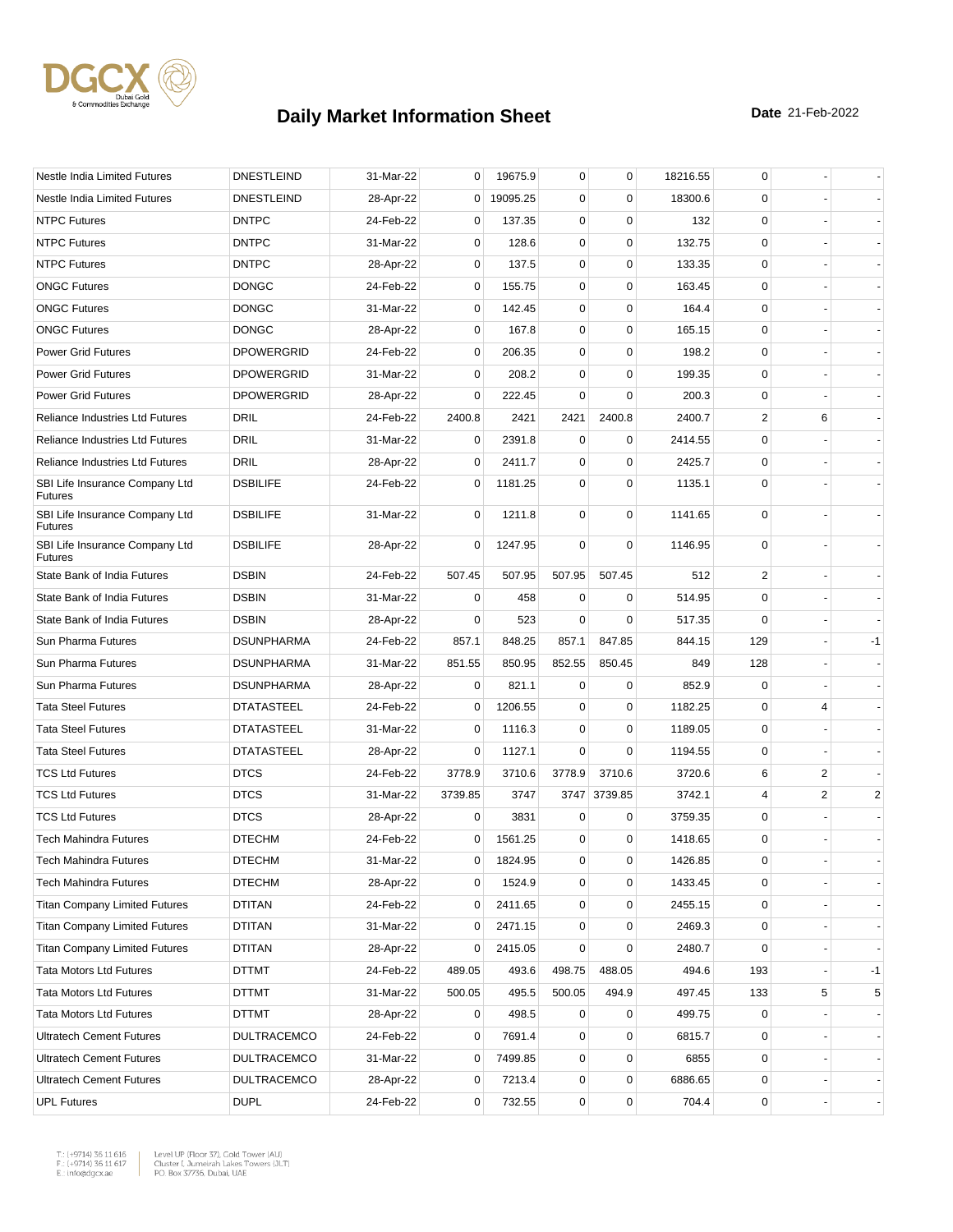# Daily Market Information Sheet

**Date** 21-Feb-2022

| | | | | | | | | | | |
|---|---|---|---|---|---|---|---|---|---|---|
| Nestle India Limited Futures | DNESTLEIND | 31-Mar-22 | 0 | 19675.9 | 0 | 0 | 18216.55 | 0 | - | - |
| Nestle India Limited Futures | DNESTLEIND | 28-Apr-22 | 0 | 19095.25 | 0 | 0 | 18300.6 | 0 | - | - |
| NTPC Futures | DNTPC | 24-Feb-22 | 0 | 137.35 | 0 | 0 | 132 | 0 | - | - |
| NTPC Futures | DNTPC | 31-Mar-22 | 0 | 128.6 | 0 | 0 | 132.75 | 0 | - | - |
| NTPC Futures | DNTPC | 28-Apr-22 | 0 | 137.5 | 0 | 0 | 133.35 | 0 | - | - |
| ONGC Futures | DONGC | 24-Feb-22 | 0 | 155.75 | 0 | 0 | 163.45 | 0 | - | - |
| ONGC Futures | DONGC | 31-Mar-22 | 0 | 142.45 | 0 | 0 | 164.4 | 0 | - | - |
| ONGC Futures | DONGC | 28-Apr-22 | 0 | 167.8 | 0 | 0 | 165.15 | 0 | - | - |
| Power Grid Futures | DPOWERGRID | 24-Feb-22 | 0 | 206.35 | 0 | 0 | 198.2 | 0 | - | - |
| Power Grid Futures | DPOWERGRID | 31-Mar-22 | 0 | 208.2 | 0 | 0 | 199.35 | 0 | - | - |
| Power Grid Futures | DPOWERGRID | 28-Apr-22 | 0 | 222.45 | 0 | 0 | 200.3 | 0 | - | - |
| Reliance Industries Ltd Futures | DRIL | 24-Feb-22 | 2400.8 | 2421 | 2421 | 2400.8 | 2400.7 | 2 | 6 | - |
| Reliance Industries Ltd Futures | DRIL | 31-Mar-22 | 0 | 2391.8 | 0 | 0 | 2414.55 | 0 | - | - |
| Reliance Industries Ltd Futures | DRIL | 28-Apr-22 | 0 | 2411.7 | 0 | 0 | 2425.7 | 0 | - | - |
| SBI Life Insurance Company Ltd Futures | DSBILIFE | 24-Feb-22 | 0 | 1181.25 | 0 | 0 | 1135.1 | 0 | - | - |
| SBI Life Insurance Company Ltd Futures | DSBILIFE | 31-Mar-22 | 0 | 1211.8 | 0 | 0 | 1141.65 | 0 | - | - |
| SBI Life Insurance Company Ltd Futures | DSBILIFE | 28-Apr-22 | 0 | 1247.95 | 0 | 0 | 1146.95 | 0 | - | - |
| State Bank of India Futures | DSBIN | 24-Feb-22 | 507.45 | 507.95 | 507.95 | 507.45 | 512 | 2 | - | - |
| State Bank of India Futures | DSBIN | 31-Mar-22 | 0 | 458 | 0 | 0 | 514.95 | 0 | - | - |
| State Bank of India Futures | DSBIN | 28-Apr-22 | 0 | 523 | 0 | 0 | 517.35 | 0 | - | - |
| Sun Pharma Futures | DSUNPHARMA | 24-Feb-22 | 857.1 | 848.25 | 857.1 | 847.85 | 844.15 | 129 | - | -1 |
| Sun Pharma Futures | DSUNPHARMA | 31-Mar-22 | 851.55 | 850.95 | 852.55 | 850.45 | 849 | 128 | - | - |
| Sun Pharma Futures | DSUNPHARMA | 28-Apr-22 | 0 | 821.1 | 0 | 0 | 852.9 | 0 | - | - |
| Tata Steel Futures | DTATASTEEL | 24-Feb-22 | 0 | 1206.55 | 0 | 0 | 1182.25 | 0 | 4 | - |
| Tata Steel Futures | DTATASTEEL | 31-Mar-22 | 0 | 1116.3 | 0 | 0 | 1189.05 | 0 | - | - |
| Tata Steel Futures | DTATASTEEL | 28-Apr-22 | 0 | 1127.1 | 0 | 0 | 1194.55 | 0 | - | - |
| TCS Ltd Futures | DTCS | 24-Feb-22 | 3778.9 | 3710.6 | 3778.9 | 3710.6 | 3720.6 | 6 | 2 | - |
| TCS Ltd Futures | DTCS | 31-Mar-22 | 3739.85 | 3747 | 3747 | 3739.85 | 3742.1 | 4 | 2 | 2 |
| TCS Ltd Futures | DTCS | 28-Apr-22 | 0 | 3831 | 0 | 0 | 3759.35 | 0 | - | - |
| Tech Mahindra Futures | DTECHM | 24-Feb-22 | 0 | 1561.25 | 0 | 0 | 1418.65 | 0 | - | - |
| Tech Mahindra Futures | DTECHM | 31-Mar-22 | 0 | 1824.95 | 0 | 0 | 1426.85 | 0 | - | - |
| Tech Mahindra Futures | DTECHM | 28-Apr-22 | 0 | 1524.9 | 0 | 0 | 1433.45 | 0 | - | - |
| Titan Company Limited Futures | DTITAN | 24-Feb-22 | 0 | 2411.65 | 0 | 0 | 2455.15 | 0 | - | - |
| Titan Company Limited Futures | DTITAN | 31-Mar-22 | 0 | 2471.15 | 0 | 0 | 2469.3 | 0 | - | - |
| Titan Company Limited Futures | DTITAN | 28-Apr-22 | 0 | 2415.05 | 0 | 0 | 2480.7 | 0 | - | - |
| Tata Motors Ltd Futures | DTTMT | 24-Feb-22 | 489.05 | 493.6 | 498.75 | 488.05 | 494.6 | 193 | - | -1 |
| Tata Motors Ltd Futures | DTTMT | 31-Mar-22 | 500.05 | 495.5 | 500.05 | 494.9 | 497.45 | 133 | 5 | 5 |
| Tata Motors Ltd Futures | DTTMT | 28-Apr-22 | 0 | 498.5 | 0 | 0 | 499.75 | 0 | - | - |
| Ultratech Cement Futures | DULTRACEMCO | 24-Feb-22 | 0 | 7691.4 | 0 | 0 | 6815.7 | 0 | - | - |
| Ultratech Cement Futures | DULTRACEMCO | 31-Mar-22 | 0 | 7499.85 | 0 | 0 | 6855 | 0 | - | - |
| Ultratech Cement Futures | DULTRACEMCO | 28-Apr-22 | 0 | 7213.4 | 0 | 0 | 6886.65 | 0 | - | - |
| UPL Futures | DUPL | 24-Feb-22 | 0 | 732.55 | 0 | 0 | 704.4 | 0 | - | - |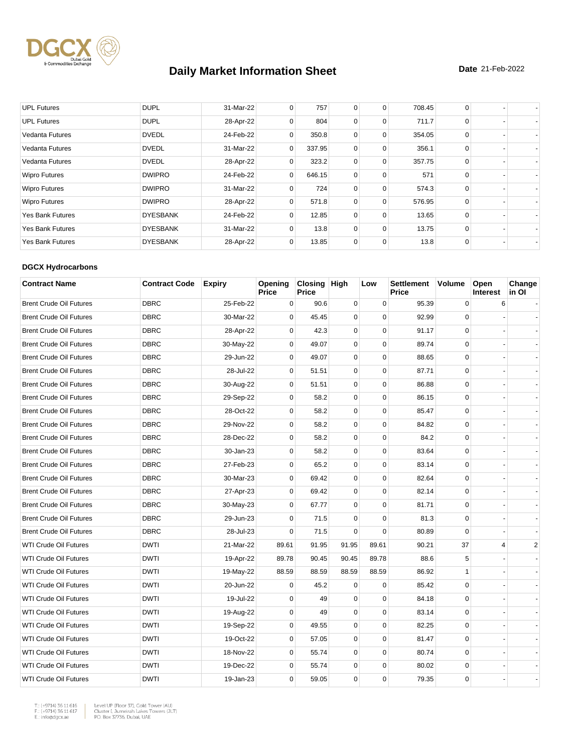# Daily Market Information Sheet

**Date** 21-Feb-2022

| | | | | | | | | | | |
|---|---|---|---|---|---|---|---|---|---|---|
| UPL Futures | DUPL | 31-Mar-22 | 0 | 757 | 0 | 0 | 708.45 | 0 | - | - |
| UPL Futures | DUPL | 28-Apr-22 | 0 | 804 | 0 | 0 | 711.7 | 0 | - | - |
| Vedanta Futures | DVEDL | 24-Feb-22 | 0 | 350.8 | 0 | 0 | 354.05 | 0 | - | - |
| Vedanta Futures | DVEDL | 31-Mar-22 | 0 | 337.95 | 0 | 0 | 356.1 | 0 | - | - |
| Vedanta Futures | DVEDL | 28-Apr-22 | 0 | 323.2 | 0 | 0 | 357.75 | 0 | - | - |
| Wipro Futures | DWIPRO | 24-Feb-22 | 0 | 646.15 | 0 | 0 | 571 | 0 | - | - |
| Wipro Futures | DWIPRO | 31-Mar-22 | 0 | 724 | 0 | 0 | 574.3 | 0 | - | - |
| Wipro Futures | DWIPRO | 28-Apr-22 | 0 | 571.8 | 0 | 0 | 576.95 | 0 | - | - |
| Yes Bank Futures | DYESBANK | 24-Feb-22 | 0 | 12.85 | 0 | 0 | 13.65 | 0 | - | - |
| Yes Bank Futures | DYESBANK | 31-Mar-22 | 0 | 13.8 | 0 | 0 | 13.75 | 0 | - | - |
| Yes Bank Futures | DYESBANK | 28-Apr-22 | 0 | 13.85 | 0 | 0 | 13.8 | 0 | - | - |

### DGCX Hydrocarbons

| Contract Name | Contract Code | Expiry | Opening Price | Closing Price | High | Low | Settlement Price | Volume | Open Interest | Change in OI |
|---|---|---|---|---|---|---|---|---|---|---|
| Brent Crude Oil Futures | DBRC | 25-Feb-22 | 0 | 90.6 | 0 | 0 | 95.39 | 0 | 6 | - |
| Brent Crude Oil Futures | DBRC | 30-Mar-22 | 0 | 45.45 | 0 | 0 | 92.99 | 0 | - | - |
| Brent Crude Oil Futures | DBRC | 28-Apr-22 | 0 | 42.3 | 0 | 0 | 91.17 | 0 | - | - |
| Brent Crude Oil Futures | DBRC | 30-May-22 | 0 | 49.07 | 0 | 0 | 89.74 | 0 | - | - |
| Brent Crude Oil Futures | DBRC | 29-Jun-22 | 0 | 49.07 | 0 | 0 | 88.65 | 0 | - | - |
| Brent Crude Oil Futures | DBRC | 28-Jul-22 | 0 | 51.51 | 0 | 0 | 87.71 | 0 | - | - |
| Brent Crude Oil Futures | DBRC | 30-Aug-22 | 0 | 51.51 | 0 | 0 | 86.88 | 0 | - | - |
| Brent Crude Oil Futures | DBRC | 29-Sep-22 | 0 | 58.2 | 0 | 0 | 86.15 | 0 | - | - |
| Brent Crude Oil Futures | DBRC | 28-Oct-22 | 0 | 58.2 | 0 | 0 | 85.47 | 0 | - | - |
| Brent Crude Oil Futures | DBRC | 29-Nov-22 | 0 | 58.2 | 0 | 0 | 84.82 | 0 | - | - |
| Brent Crude Oil Futures | DBRC | 28-Dec-22 | 0 | 58.2 | 0 | 0 | 84.2 | 0 | - | - |
| Brent Crude Oil Futures | DBRC | 30-Jan-23 | 0 | 58.2 | 0 | 0 | 83.64 | 0 | - | - |
| Brent Crude Oil Futures | DBRC | 27-Feb-23 | 0 | 65.2 | 0 | 0 | 83.14 | 0 | - | - |
| Brent Crude Oil Futures | DBRC | 30-Mar-23 | 0 | 69.42 | 0 | 0 | 82.64 | 0 | - | - |
| Brent Crude Oil Futures | DBRC | 27-Apr-23 | 0 | 69.42 | 0 | 0 | 82.14 | 0 | - | - |
| Brent Crude Oil Futures | DBRC | 30-May-23 | 0 | 67.77 | 0 | 0 | 81.71 | 0 | - | - |
| Brent Crude Oil Futures | DBRC | 29-Jun-23 | 0 | 71.5 | 0 | 0 | 81.3 | 0 | - | - |
| Brent Crude Oil Futures | DBRC | 28-Jul-23 | 0 | 71.5 | 0 | 0 | 80.89 | 0 | - | - |
| WTI Crude Oil Futures | DWTI | 21-Mar-22 | 89.61 | 91.95 | 91.95 | 89.61 | 90.21 | 37 | 4 | 2 |
| WTI Crude Oil Futures | DWTI | 19-Apr-22 | 89.78 | 90.45 | 90.45 | 89.78 | 88.6 | 5 | - | - |
| WTI Crude Oil Futures | DWTI | 19-May-22 | 88.59 | 88.59 | 88.59 | 88.59 | 86.92 | 1 | - | - |
| WTI Crude Oil Futures | DWTI | 20-Jun-22 | 0 | 45.2 | 0 | 0 | 85.42 | 0 | - | - |
| WTI Crude Oil Futures | DWTI | 19-Jul-22 | 0 | 49 | 0 | 0 | 84.18 | 0 | - | - |
| WTI Crude Oil Futures | DWTI | 19-Aug-22 | 0 | 49 | 0 | 0 | 83.14 | 0 | - | - |
| WTI Crude Oil Futures | DWTI | 19-Sep-22 | 0 | 49.55 | 0 | 0 | 82.25 | 0 | - | - |
| WTI Crude Oil Futures | DWTI | 19-Oct-22 | 0 | 57.05 | 0 | 0 | 81.47 | 0 | - | - |
| WTI Crude Oil Futures | DWTI | 18-Nov-22 | 0 | 55.74 | 0 | 0 | 80.74 | 0 | - | - |
| WTI Crude Oil Futures | DWTI | 19-Dec-22 | 0 | 55.74 | 0 | 0 | 80.02 | 0 | - | - |
| WTI Crude Oil Futures | DWTI | 19-Jan-23 | 0 | 59.05 | 0 | 0 | 79.35 | 0 | - | - |

T.: (+9714) 36 11 616
F.: (+9714) 36 11 617
E.: info@dgcx.ae

Level UP (Floor 37), Gold Tower (AU)
Cluster I, Jumeirah Lakes Towers (JLT)
P.O. Box 37736, Dubai, UAE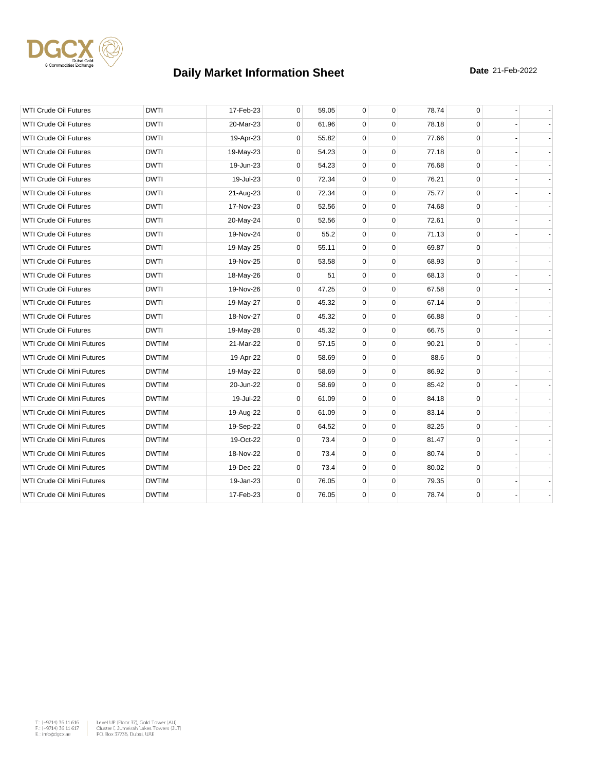# Daily Market Information Sheet

**Date** 21-Feb-2022

| | | | | | | | | | | |
|---|---|---|---|---|---|---|---|---|---|---|
| WTI Crude Oil Futures | DWTI | 17-Feb-23 | 0 | 59.05 | 0 | 0 | 78.74 | 0 | - | - |
| WTI Crude Oil Futures | DWTI | 20-Mar-23 | 0 | 61.96 | 0 | 0 | 78.18 | 0 | - | - |
| WTI Crude Oil Futures | DWTI | 19-Apr-23 | 0 | 55.82 | 0 | 0 | 77.66 | 0 | - | - |
| WTI Crude Oil Futures | DWTI | 19-May-23 | 0 | 54.23 | 0 | 0 | 77.18 | 0 | - | - |
| WTI Crude Oil Futures | DWTI | 19-Jun-23 | 0 | 54.23 | 0 | 0 | 76.68 | 0 | - | - |
| WTI Crude Oil Futures | DWTI | 19-Jul-23 | 0 | 72.34 | 0 | 0 | 76.21 | 0 | - | - |
| WTI Crude Oil Futures | DWTI | 21-Aug-23 | 0 | 72.34 | 0 | 0 | 75.77 | 0 | - | - |
| WTI Crude Oil Futures | DWTI | 17-Nov-23 | 0 | 52.56 | 0 | 0 | 74.68 | 0 | - | - |
| WTI Crude Oil Futures | DWTI | 20-May-24 | 0 | 52.56 | 0 | 0 | 72.61 | 0 | - | - |
| WTI Crude Oil Futures | DWTI | 19-Nov-24 | 0 | 55.2 | 0 | 0 | 71.13 | 0 | - | - |
| WTI Crude Oil Futures | DWTI | 19-May-25 | 0 | 55.11 | 0 | 0 | 69.87 | 0 | - | - |
| WTI Crude Oil Futures | DWTI | 19-Nov-25 | 0 | 53.58 | 0 | 0 | 68.93 | 0 | - | - |
| WTI Crude Oil Futures | DWTI | 18-May-26 | 0 | 51 | 0 | 0 | 68.13 | 0 | - | - |
| WTI Crude Oil Futures | DWTI | 19-Nov-26 | 0 | 47.25 | 0 | 0 | 67.58 | 0 | - | - |
| WTI Crude Oil Futures | DWTI | 19-May-27 | 0 | 45.32 | 0 | 0 | 67.14 | 0 | - | - |
| WTI Crude Oil Futures | DWTI | 18-Nov-27 | 0 | 45.32 | 0 | 0 | 66.88 | 0 | - | - |
| WTI Crude Oil Futures | DWTI | 19-May-28 | 0 | 45.32 | 0 | 0 | 66.75 | 0 | - | - |
| WTI Crude Oil Mini Futures | DWTIM | 21-Mar-22 | 0 | 57.15 | 0 | 0 | 90.21 | 0 | - | - |
| WTI Crude Oil Mini Futures | DWTIM | 19-Apr-22 | 0 | 58.69 | 0 | 0 | 88.6 | 0 | - | - |
| WTI Crude Oil Mini Futures | DWTIM | 19-May-22 | 0 | 58.69 | 0 | 0 | 86.92 | 0 | - | - |
| WTI Crude Oil Mini Futures | DWTIM | 20-Jun-22 | 0 | 58.69 | 0 | 0 | 85.42 | 0 | - | - |
| WTI Crude Oil Mini Futures | DWTIM | 19-Jul-22 | 0 | 61.09 | 0 | 0 | 84.18 | 0 | - | - |
| WTI Crude Oil Mini Futures | DWTIM | 19-Aug-22 | 0 | 61.09 | 0 | 0 | 83.14 | 0 | - | - |
| WTI Crude Oil Mini Futures | DWTIM | 19-Sep-22 | 0 | 64.52 | 0 | 0 | 82.25 | 0 | - | - |
| WTI Crude Oil Mini Futures | DWTIM | 19-Oct-22 | 0 | 73.4 | 0 | 0 | 81.47 | 0 | - | - |
| WTI Crude Oil Mini Futures | DWTIM | 18-Nov-22 | 0 | 73.4 | 0 | 0 | 80.74 | 0 | - | - |
| WTI Crude Oil Mini Futures | DWTIM | 19-Dec-22 | 0 | 73.4 | 0 | 0 | 80.02 | 0 | - | - |
| WTI Crude Oil Mini Futures | DWTIM | 19-Jan-23 | 0 | 76.05 | 0 | 0 | 79.35 | 0 | - | - |
| WTI Crude Oil Mini Futures | DWTIM | 17-Feb-23 | 0 | 76.05 | 0 | 0 | 78.74 | 0 | - | - |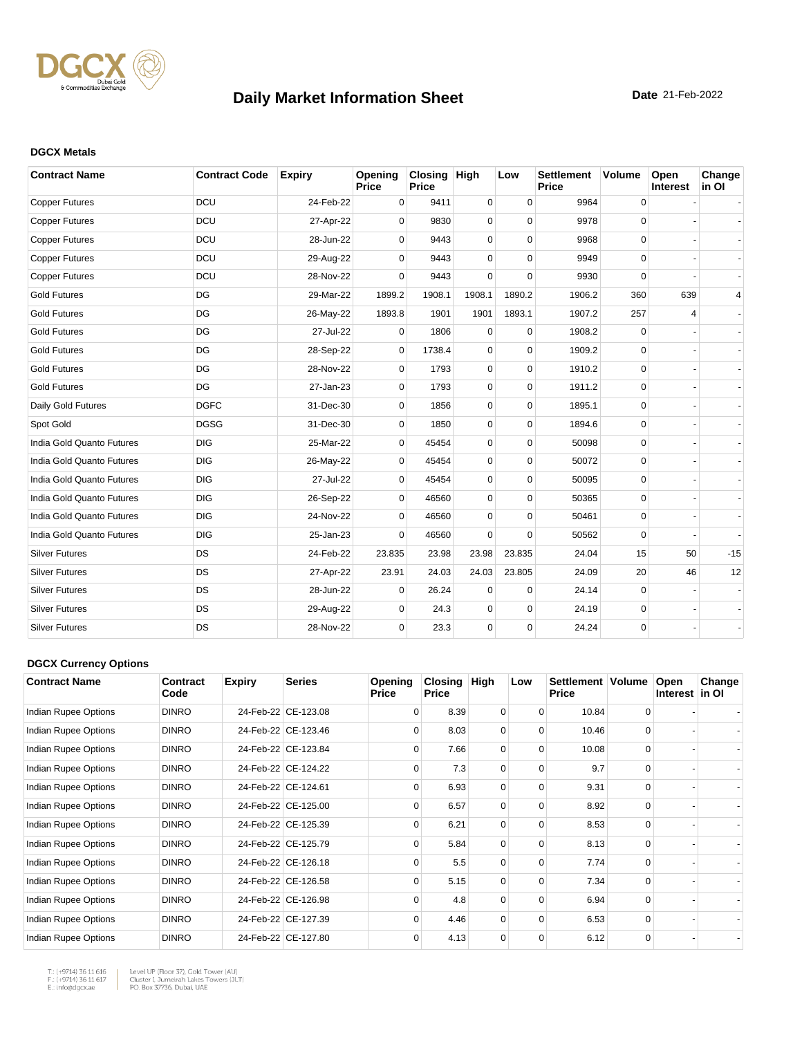# Daily Market Information Sheet

**Date** 21-Feb-2022

### DGCX Metals

| Contract Name | Contract Code | Expiry | Opening Price | Closing Price | High | Low | Settlement Price | Volume | Open Interest | Change in OI |
|---|---|---|---|---|---|---|---|---|---|---|
| Copper Futures | DCU | 24-Feb-22 | 0 | 9411 | 0 | 0 | 9964 | 0 | - | - |
| Copper Futures | DCU | 27-Apr-22 | 0 | 9830 | 0 | 0 | 9978 | 0 | - | - |
| Copper Futures | DCU | 28-Jun-22 | 0 | 9443 | 0 | 0 | 9968 | 0 | - | - |
| Copper Futures | DCU | 29-Aug-22 | 0 | 9443 | 0 | 0 | 9949 | 0 | - | - |
| Copper Futures | DCU | 28-Nov-22 | 0 | 9443 | 0 | 0 | 9930 | 0 | - | - |
| Gold Futures | DG | 29-Mar-22 | 1899.2 | 1908.1 | 1908.1 | 1890.2 | 1906.2 | 360 | 639 | 4 |
| Gold Futures | DG | 26-May-22 | 1893.8 | 1901 | 1901 | 1893.1 | 1907.2 | 257 | 4 | - |
| Gold Futures | DG | 27-Jul-22 | 0 | 1806 | 0 | 0 | 1908.2 | 0 | - | - |
| Gold Futures | DG | 28-Sep-22 | 0 | 1738.4 | 0 | 0 | 1909.2 | 0 | - | - |
| Gold Futures | DG | 28-Nov-22 | 0 | 1793 | 0 | 0 | 1910.2 | 0 | - | - |
| Gold Futures | DG | 27-Jan-23 | 0 | 1793 | 0 | 0 | 1911.2 | 0 | - | - |
| Daily Gold Futures | DGFC | 31-Dec-30 | 0 | 1856 | 0 | 0 | 1895.1 | 0 | - | - |
| Spot Gold | DGSG | 31-Dec-30 | 0 | 1850 | 0 | 0 | 1894.6 | 0 | - | - |
| India Gold Quanto Futures | DIG | 25-Mar-22 | 0 | 45454 | 0 | 0 | 50098 | 0 | - | - |
| India Gold Quanto Futures | DIG | 26-May-22 | 0 | 45454 | 0 | 0 | 50072 | 0 | - | - |
| India Gold Quanto Futures | DIG | 27-Jul-22 | 0 | 45454 | 0 | 0 | 50095 | 0 | - | - |
| India Gold Quanto Futures | DIG | 26-Sep-22 | 0 | 46560 | 0 | 0 | 50365 | 0 | - | - |
| India Gold Quanto Futures | DIG | 24-Nov-22 | 0 | 46560 | 0 | 0 | 50461 | 0 | - | - |
| India Gold Quanto Futures | DIG | 25-Jan-23 | 0 | 46560 | 0 | 0 | 50562 | 0 | - | - |
| Silver Futures | DS | 24-Feb-22 | 23.835 | 23.98 | 23.98 | 23.835 | 24.04 | 15 | 50 | -15 |
| Silver Futures | DS | 27-Apr-22 | 23.91 | 24.03 | 24.03 | 23.805 | 24.09 | 20 | 46 | 12 |
| Silver Futures | DS | 28-Jun-22 | 0 | 26.24 | 0 | 0 | 24.14 | 0 | - | - |
| Silver Futures | DS | 29-Aug-22 | 0 | 24.3 | 0 | 0 | 24.19 | 0 | - | - |
| Silver Futures | DS | 28-Nov-22 | 0 | 23.3 | 0 | 0 | 24.24 | 0 | - | - |

### DGCX Currency Options

| Contract Name | Contract Code | Expiry | Series | Opening Price | Closing Price | High | Low | Settlement Price | Volume | Open Interest | Change in OI |
|---|---|---|---|---|---|---|---|---|---|---|---|
| Indian Rupee Options | DINRO | 24-Feb-22 | CE-123.08 | 0 | 8.39 | 0 | 0 | 10.84 | 0 | - | - |
| Indian Rupee Options | DINRO | 24-Feb-22 | CE-123.46 | 0 | 8.03 | 0 | 0 | 10.46 | 0 | - | - |
| Indian Rupee Options | DINRO | 24-Feb-22 | CE-123.84 | 0 | 7.66 | 0 | 0 | 10.08 | 0 | - | - |
| Indian Rupee Options | DINRO | 24-Feb-22 | CE-124.22 | 0 | 7.3 | 0 | 0 | 9.7 | 0 | - | - |
| Indian Rupee Options | DINRO | 24-Feb-22 | CE-124.61 | 0 | 6.93 | 0 | 0 | 9.31 | 0 | - | - |
| Indian Rupee Options | DINRO | 24-Feb-22 | CE-125.00 | 0 | 6.57 | 0 | 0 | 8.92 | 0 | - | - |
| Indian Rupee Options | DINRO | 24-Feb-22 | CE-125.39 | 0 | 6.21 | 0 | 0 | 8.53 | 0 | - | - |
| Indian Rupee Options | DINRO | 24-Feb-22 | CE-125.79 | 0 | 5.84 | 0 | 0 | 8.13 | 0 | - | - |
| Indian Rupee Options | DINRO | 24-Feb-22 | CE-126.18 | 0 | 5.5 | 0 | 0 | 7.74 | 0 | - | - |
| Indian Rupee Options | DINRO | 24-Feb-22 | CE-126.58 | 0 | 5.15 | 0 | 0 | 7.34 | 0 | - | - |
| Indian Rupee Options | DINRO | 24-Feb-22 | CE-126.98 | 0 | 4.8 | 0 | 0 | 6.94 | 0 | - | - |
| Indian Rupee Options | DINRO | 24-Feb-22 | CE-127.39 | 0 | 4.46 | 0 | 0 | 6.53 | 0 | - | - |
| Indian Rupee Options | DINRO | 24-Feb-22 | CE-127.80 | 0 | 4.13 | 0 | 0 | 6.12 | 0 | - | - |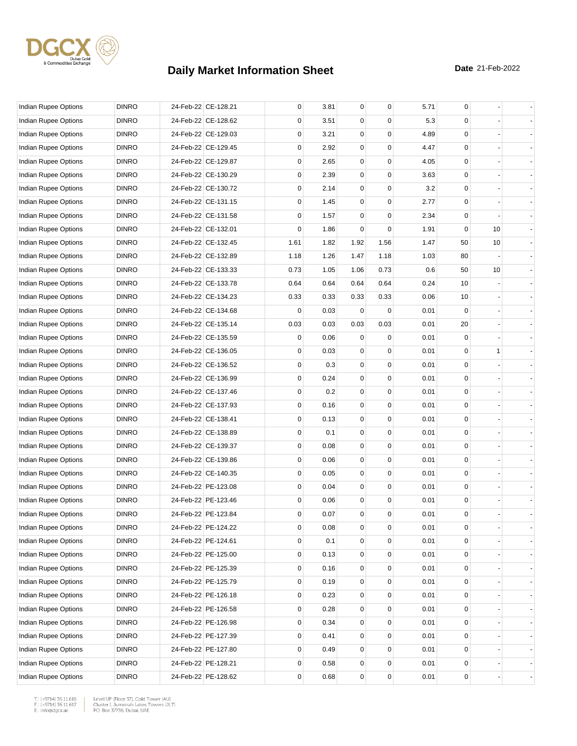# Daily Market Information Sheet

**Date** 21-Feb-2022

| | | | | | | | | | | | |
|---|---|---|---|---|---|---|---|---|---|---|---|
| Indian Rupee Options | DINRO | 24-Feb-22 | CE-128.21 | 0 | 3.81 | 0 | 0 | 5.71 | 0 | - | - |
| Indian Rupee Options | DINRO | 24-Feb-22 | CE-128.62 | 0 | 3.51 | 0 | 0 | 5.3 | 0 | - | - |
| Indian Rupee Options | DINRO | 24-Feb-22 | CE-129.03 | 0 | 3.21 | 0 | 0 | 4.89 | 0 | - | - |
| Indian Rupee Options | DINRO | 24-Feb-22 | CE-129.45 | 0 | 2.92 | 0 | 0 | 4.47 | 0 | - | - |
| Indian Rupee Options | DINRO | 24-Feb-22 | CE-129.87 | 0 | 2.65 | 0 | 0 | 4.05 | 0 | - | - |
| Indian Rupee Options | DINRO | 24-Feb-22 | CE-130.29 | 0 | 2.39 | 0 | 0 | 3.63 | 0 | - | - |
| Indian Rupee Options | DINRO | 24-Feb-22 | CE-130.72 | 0 | 2.14 | 0 | 0 | 3.2 | 0 | - | - |
| Indian Rupee Options | DINRO | 24-Feb-22 | CE-131.15 | 0 | 1.45 | 0 | 0 | 2.77 | 0 | - | - |
| Indian Rupee Options | DINRO | 24-Feb-22 | CE-131.58 | 0 | 1.57 | 0 | 0 | 2.34 | 0 | - | - |
| Indian Rupee Options | DINRO | 24-Feb-22 | CE-132.01 | 0 | 1.86 | 0 | 0 | 1.91 | 0 | 10 | - |
| Indian Rupee Options | DINRO | 24-Feb-22 | CE-132.45 | 1.61 | 1.82 | 1.92 | 1.56 | 1.47 | 50 | 10 | - |
| Indian Rupee Options | DINRO | 24-Feb-22 | CE-132.89 | 1.18 | 1.26 | 1.47 | 1.18 | 1.03 | 80 | - | - |
| Indian Rupee Options | DINRO | 24-Feb-22 | CE-133.33 | 0.73 | 1.05 | 1.06 | 0.73 | 0.6 | 50 | 10 | - |
| Indian Rupee Options | DINRO | 24-Feb-22 | CE-133.78 | 0.64 | 0.64 | 0.64 | 0.64 | 0.24 | 10 | - | - |
| Indian Rupee Options | DINRO | 24-Feb-22 | CE-134.23 | 0.33 | 0.33 | 0.33 | 0.33 | 0.06 | 10 | - | - |
| Indian Rupee Options | DINRO | 24-Feb-22 | CE-134.68 | 0 | 0.03 | 0 | 0 | 0.01 | 0 | - | - |
| Indian Rupee Options | DINRO | 24-Feb-22 | CE-135.14 | 0.03 | 0.03 | 0.03 | 0.03 | 0.01 | 20 | - | - |
| Indian Rupee Options | DINRO | 24-Feb-22 | CE-135.59 | 0 | 0.06 | 0 | 0 | 0.01 | 0 | - | - |
| Indian Rupee Options | DINRO | 24-Feb-22 | CE-136.05 | 0 | 0.03 | 0 | 0 | 0.01 | 0 | 1 | - |
| Indian Rupee Options | DINRO | 24-Feb-22 | CE-136.52 | 0 | 0.3 | 0 | 0 | 0.01 | 0 | - | - |
| Indian Rupee Options | DINRO | 24-Feb-22 | CE-136.99 | 0 | 0.24 | 0 | 0 | 0.01 | 0 | - | - |
| Indian Rupee Options | DINRO | 24-Feb-22 | CE-137.46 | 0 | 0.2 | 0 | 0 | 0.01 | 0 | - | - |
| Indian Rupee Options | DINRO | 24-Feb-22 | CE-137.93 | 0 | 0.16 | 0 | 0 | 0.01 | 0 | - | - |
| Indian Rupee Options | DINRO | 24-Feb-22 | CE-138.41 | 0 | 0.13 | 0 | 0 | 0.01 | 0 | - | - |
| Indian Rupee Options | DINRO | 24-Feb-22 | CE-138.89 | 0 | 0.1 | 0 | 0 | 0.01 | 0 | - | - |
| Indian Rupee Options | DINRO | 24-Feb-22 | CE-139.37 | 0 | 0.08 | 0 | 0 | 0.01 | 0 | - | - |
| Indian Rupee Options | DINRO | 24-Feb-22 | CE-139.86 | 0 | 0.06 | 0 | 0 | 0.01 | 0 | - | - |
| Indian Rupee Options | DINRO | 24-Feb-22 | CE-140.35 | 0 | 0.05 | 0 | 0 | 0.01 | 0 | - | - |
| Indian Rupee Options | DINRO | 24-Feb-22 | PE-123.08 | 0 | 0.04 | 0 | 0 | 0.01 | 0 | - | - |
| Indian Rupee Options | DINRO | 24-Feb-22 | PE-123.46 | 0 | 0.06 | 0 | 0 | 0.01 | 0 | - | - |
| Indian Rupee Options | DINRO | 24-Feb-22 | PE-123.84 | 0 | 0.07 | 0 | 0 | 0.01 | 0 | - | - |
| Indian Rupee Options | DINRO | 24-Feb-22 | PE-124.22 | 0 | 0.08 | 0 | 0 | 0.01 | 0 | - | - |
| Indian Rupee Options | DINRO | 24-Feb-22 | PE-124.61 | 0 | 0.1 | 0 | 0 | 0.01 | 0 | - | - |
| Indian Rupee Options | DINRO | 24-Feb-22 | PE-125.00 | 0 | 0.13 | 0 | 0 | 0.01 | 0 | - | - |
| Indian Rupee Options | DINRO | 24-Feb-22 | PE-125.39 | 0 | 0.16 | 0 | 0 | 0.01 | 0 | - | - |
| Indian Rupee Options | DINRO | 24-Feb-22 | PE-125.79 | 0 | 0.19 | 0 | 0 | 0.01 | 0 | - | - |
| Indian Rupee Options | DINRO | 24-Feb-22 | PE-126.18 | 0 | 0.23 | 0 | 0 | 0.01 | 0 | - | - |
| Indian Rupee Options | DINRO | 24-Feb-22 | PE-126.58 | 0 | 0.28 | 0 | 0 | 0.01 | 0 | - | - |
| Indian Rupee Options | DINRO | 24-Feb-22 | PE-126.98 | 0 | 0.34 | 0 | 0 | 0.01 | 0 | - | - |
| Indian Rupee Options | DINRO | 24-Feb-22 | PE-127.39 | 0 | 0.41 | 0 | 0 | 0.01 | 0 | - | - |
| Indian Rupee Options | DINRO | 24-Feb-22 | PE-127.80 | 0 | 0.49 | 0 | 0 | 0.01 | 0 | - | - |
| Indian Rupee Options | DINRO | 24-Feb-22 | PE-128.21 | 0 | 0.58 | 0 | 0 | 0.01 | 0 | - | - |
| Indian Rupee Options | DINRO | 24-Feb-22 | PE-128.62 | 0 | 0.68 | 0 | 0 | 0.01 | 0 | - | - |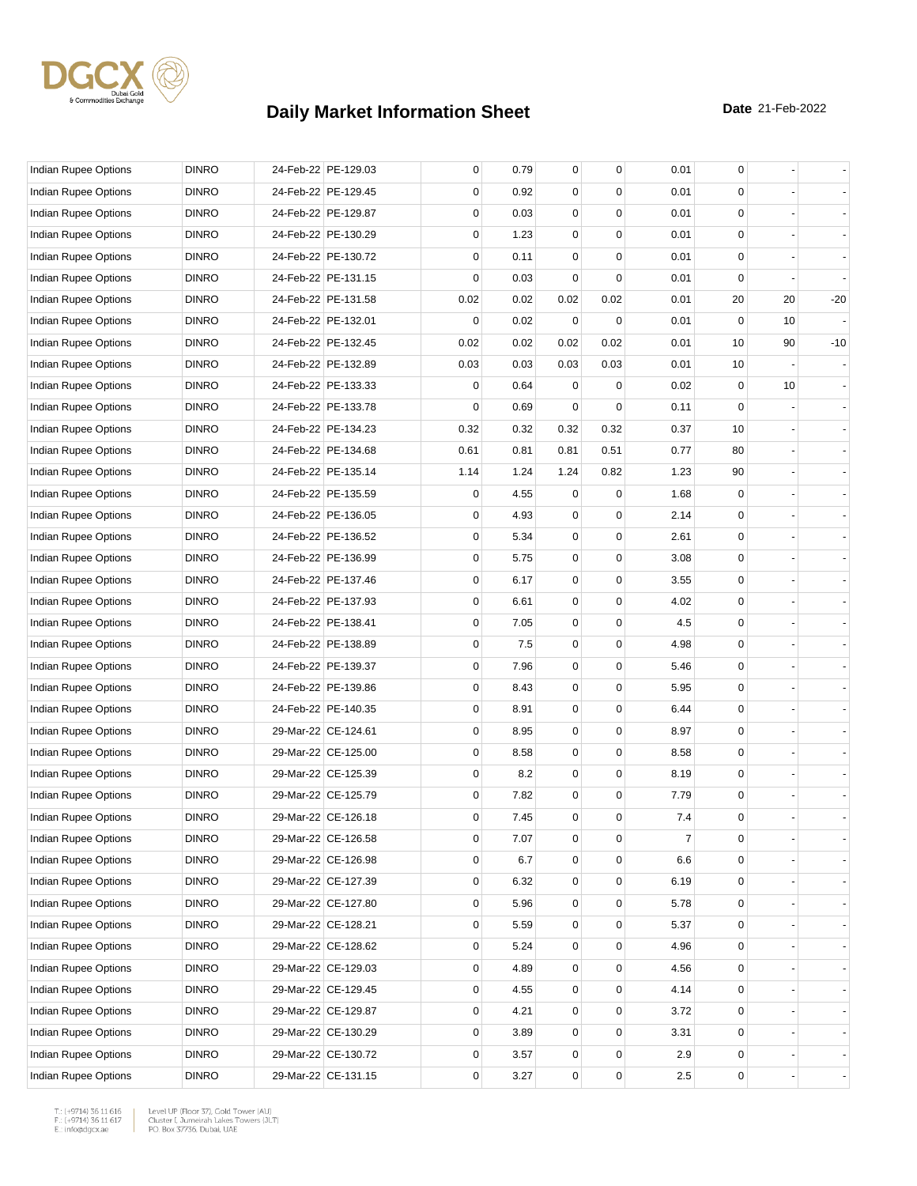# Daily Market Information Sheet

**Date** 21-Feb-2022

| | | | | | | | | | | | |
|---|---|---|---|---|---|---|---|---|---|---|---|
| Indian Rupee Options | DINRO | 24-Feb-22 | PE-129.03 | 0 | 0.79 | 0 | 0 | 0.01 | 0 | - | - |
| Indian Rupee Options | DINRO | 24-Feb-22 | PE-129.45 | 0 | 0.92 | 0 | 0 | 0.01 | 0 | - | - |
| Indian Rupee Options | DINRO | 24-Feb-22 | PE-129.87 | 0 | 0.03 | 0 | 0 | 0.01 | 0 | - | - |
| Indian Rupee Options | DINRO | 24-Feb-22 | PE-130.29 | 0 | 1.23 | 0 | 0 | 0.01 | 0 | - | - |
| Indian Rupee Options | DINRO | 24-Feb-22 | PE-130.72 | 0 | 0.11 | 0 | 0 | 0.01 | 0 | - | - |
| Indian Rupee Options | DINRO | 24-Feb-22 | PE-131.15 | 0 | 0.03 | 0 | 0 | 0.01 | 0 | - | - |
| Indian Rupee Options | DINRO | 24-Feb-22 | PE-131.58 | 0.02 | 0.02 | 0.02 | 0.02 | 0.01 | 20 | 20 | -20 |
| Indian Rupee Options | DINRO | 24-Feb-22 | PE-132.01 | 0 | 0.02 | 0 | 0 | 0.01 | 0 | 10 | - |
| Indian Rupee Options | DINRO | 24-Feb-22 | PE-132.45 | 0.02 | 0.02 | 0.02 | 0.02 | 0.01 | 10 | 90 | -10 |
| Indian Rupee Options | DINRO | 24-Feb-22 | PE-132.89 | 0.03 | 0.03 | 0.03 | 0.03 | 0.01 | 10 | - | - |
| Indian Rupee Options | DINRO | 24-Feb-22 | PE-133.33 | 0 | 0.64 | 0 | 0 | 0.02 | 0 | 10 | - |
| Indian Rupee Options | DINRO | 24-Feb-22 | PE-133.78 | 0 | 0.69 | 0 | 0 | 0.11 | 0 | - | - |
| Indian Rupee Options | DINRO | 24-Feb-22 | PE-134.23 | 0.32 | 0.32 | 0.32 | 0.32 | 0.37 | 10 | - | - |
| Indian Rupee Options | DINRO | 24-Feb-22 | PE-134.68 | 0.61 | 0.81 | 0.81 | 0.51 | 0.77 | 80 | - | - |
| Indian Rupee Options | DINRO | 24-Feb-22 | PE-135.14 | 1.14 | 1.24 | 1.24 | 0.82 | 1.23 | 90 | - | - |
| Indian Rupee Options | DINRO | 24-Feb-22 | PE-135.59 | 0 | 4.55 | 0 | 0 | 1.68 | 0 | - | - |
| Indian Rupee Options | DINRO | 24-Feb-22 | PE-136.05 | 0 | 4.93 | 0 | 0 | 2.14 | 0 | - | - |
| Indian Rupee Options | DINRO | 24-Feb-22 | PE-136.52 | 0 | 5.34 | 0 | 0 | 2.61 | 0 | - | - |
| Indian Rupee Options | DINRO | 24-Feb-22 | PE-136.99 | 0 | 5.75 | 0 | 0 | 3.08 | 0 | - | - |
| Indian Rupee Options | DINRO | 24-Feb-22 | PE-137.46 | 0 | 6.17 | 0 | 0 | 3.55 | 0 | - | - |
| Indian Rupee Options | DINRO | 24-Feb-22 | PE-137.93 | 0 | 6.61 | 0 | 0 | 4.02 | 0 | - | - |
| Indian Rupee Options | DINRO | 24-Feb-22 | PE-138.41 | 0 | 7.05 | 0 | 0 | 4.5 | 0 | - | - |
| Indian Rupee Options | DINRO | 24-Feb-22 | PE-138.89 | 0 | 7.5 | 0 | 0 | 4.98 | 0 | - | - |
| Indian Rupee Options | DINRO | 24-Feb-22 | PE-139.37 | 0 | 7.96 | 0 | 0 | 5.46 | 0 | - | - |
| Indian Rupee Options | DINRO | 24-Feb-22 | PE-139.86 | 0 | 8.43 | 0 | 0 | 5.95 | 0 | - | - |
| Indian Rupee Options | DINRO | 24-Feb-22 | PE-140.35 | 0 | 8.91 | 0 | 0 | 6.44 | 0 | - | - |
| Indian Rupee Options | DINRO | 29-Mar-22 | CE-124.61 | 0 | 8.95 | 0 | 0 | 8.97 | 0 | - | - |
| Indian Rupee Options | DINRO | 29-Mar-22 | CE-125.00 | 0 | 8.58 | 0 | 0 | 8.58 | 0 | - | - |
| Indian Rupee Options | DINRO | 29-Mar-22 | CE-125.39 | 0 | 8.2 | 0 | 0 | 8.19 | 0 | - | - |
| Indian Rupee Options | DINRO | 29-Mar-22 | CE-125.79 | 0 | 7.82 | 0 | 0 | 7.79 | 0 | - | - |
| Indian Rupee Options | DINRO | 29-Mar-22 | CE-126.18 | 0 | 7.45 | 0 | 0 | 7.4 | 0 | - | - |
| Indian Rupee Options | DINRO | 29-Mar-22 | CE-126.58 | 0 | 7.07 | 0 | 0 | 7 | 0 | - | - |
| Indian Rupee Options | DINRO | 29-Mar-22 | CE-126.98 | 0 | 6.7 | 0 | 0 | 6.6 | 0 | - | - |
| Indian Rupee Options | DINRO | 29-Mar-22 | CE-127.39 | 0 | 6.32 | 0 | 0 | 6.19 | 0 | - | - |
| Indian Rupee Options | DINRO | 29-Mar-22 | CE-127.80 | 0 | 5.96 | 0 | 0 | 5.78 | 0 | - | - |
| Indian Rupee Options | DINRO | 29-Mar-22 | CE-128.21 | 0 | 5.59 | 0 | 0 | 5.37 | 0 | - | - |
| Indian Rupee Options | DINRO | 29-Mar-22 | CE-128.62 | 0 | 5.24 | 0 | 0 | 4.96 | 0 | - | - |
| Indian Rupee Options | DINRO | 29-Mar-22 | CE-129.03 | 0 | 4.89 | 0 | 0 | 4.56 | 0 | - | - |
| Indian Rupee Options | DINRO | 29-Mar-22 | CE-129.45 | 0 | 4.55 | 0 | 0 | 4.14 | 0 | - | - |
| Indian Rupee Options | DINRO | 29-Mar-22 | CE-129.87 | 0 | 4.21 | 0 | 0 | 3.72 | 0 | - | - |
| Indian Rupee Options | DINRO | 29-Mar-22 | CE-130.29 | 0 | 3.89 | 0 | 0 | 3.31 | 0 | - | - |
| Indian Rupee Options | DINRO | 29-Mar-22 | CE-130.72 | 0 | 3.57 | 0 | 0 | 2.9 | 0 | - | - |
| Indian Rupee Options | DINRO | 29-Mar-22 | CE-131.15 | 0 | 3.27 | 0 | 0 | 2.5 | 0 | - | - |

T.: (+9714) 36 11 616
F.: (+9714) 36 11 617
E.: info@dgcx.ae

Level UP (Floor 37), Gold Tower (AU)
Cluster I, Jumeirah Lakes Towers (JLT)
P.O. Box 37736, Dubai, UAE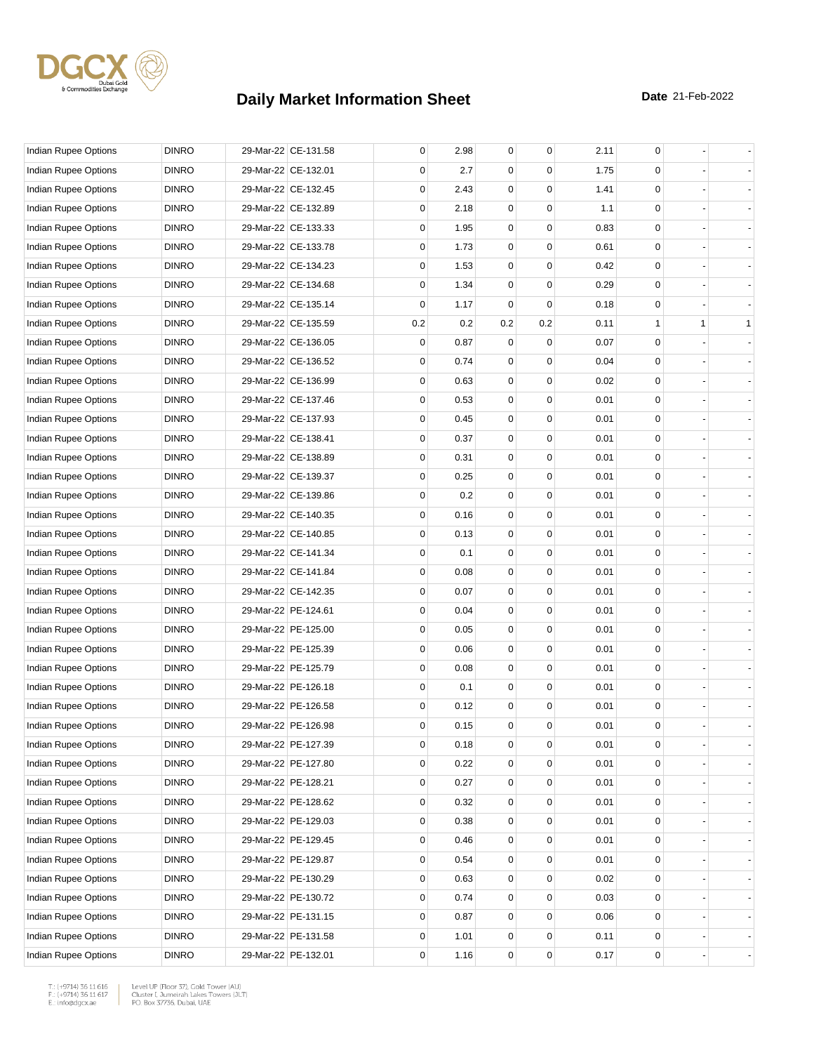# Daily Market Information Sheet

**Date** 21-Feb-2022

| | | | | | | | | | | | |
|---|---|---|---|---|---|---|---|---|---|---|---|
| Indian Rupee Options | DINRO | 29-Mar-22 | CE-131.58 | 0 | 2.98 | 0 | 0 | 2.11 | 0 | - | - |
| Indian Rupee Options | DINRO | 29-Mar-22 | CE-132.01 | 0 | 2.7 | 0 | 0 | 1.75 | 0 | - | - |
| Indian Rupee Options | DINRO | 29-Mar-22 | CE-132.45 | 0 | 2.43 | 0 | 0 | 1.41 | 0 | - | - |
| Indian Rupee Options | DINRO | 29-Mar-22 | CE-132.89 | 0 | 2.18 | 0 | 0 | 1.1 | 0 | - | - |
| Indian Rupee Options | DINRO | 29-Mar-22 | CE-133.33 | 0 | 1.95 | 0 | 0 | 0.83 | 0 | - | - |
| Indian Rupee Options | DINRO | 29-Mar-22 | CE-133.78 | 0 | 1.73 | 0 | 0 | 0.61 | 0 | - | - |
| Indian Rupee Options | DINRO | 29-Mar-22 | CE-134.23 | 0 | 1.53 | 0 | 0 | 0.42 | 0 | - | - |
| Indian Rupee Options | DINRO | 29-Mar-22 | CE-134.68 | 0 | 1.34 | 0 | 0 | 0.29 | 0 | - | - |
| Indian Rupee Options | DINRO | 29-Mar-22 | CE-135.14 | 0 | 1.17 | 0 | 0 | 0.18 | 0 | - | - |
| Indian Rupee Options | DINRO | 29-Mar-22 | CE-135.59 | 0.2 | 0.2 | 0.2 | 0.2 | 0.11 | 1 | 1 | 1 |
| Indian Rupee Options | DINRO | 29-Mar-22 | CE-136.05 | 0 | 0.87 | 0 | 0 | 0.07 | 0 | - | - |
| Indian Rupee Options | DINRO | 29-Mar-22 | CE-136.52 | 0 | 0.74 | 0 | 0 | 0.04 | 0 | - | - |
| Indian Rupee Options | DINRO | 29-Mar-22 | CE-136.99 | 0 | 0.63 | 0 | 0 | 0.02 | 0 | - | - |
| Indian Rupee Options | DINRO | 29-Mar-22 | CE-137.46 | 0 | 0.53 | 0 | 0 | 0.01 | 0 | - | - |
| Indian Rupee Options | DINRO | 29-Mar-22 | CE-137.93 | 0 | 0.45 | 0 | 0 | 0.01 | 0 | - | - |
| Indian Rupee Options | DINRO | 29-Mar-22 | CE-138.41 | 0 | 0.37 | 0 | 0 | 0.01 | 0 | - | - |
| Indian Rupee Options | DINRO | 29-Mar-22 | CE-138.89 | 0 | 0.31 | 0 | 0 | 0.01 | 0 | - | - |
| Indian Rupee Options | DINRO | 29-Mar-22 | CE-139.37 | 0 | 0.25 | 0 | 0 | 0.01 | 0 | - | - |
| Indian Rupee Options | DINRO | 29-Mar-22 | CE-139.86 | 0 | 0.2 | 0 | 0 | 0.01 | 0 | - | - |
| Indian Rupee Options | DINRO | 29-Mar-22 | CE-140.35 | 0 | 0.16 | 0 | 0 | 0.01 | 0 | - | - |
| Indian Rupee Options | DINRO | 29-Mar-22 | CE-140.85 | 0 | 0.13 | 0 | 0 | 0.01 | 0 | - | - |
| Indian Rupee Options | DINRO | 29-Mar-22 | CE-141.34 | 0 | 0.1 | 0 | 0 | 0.01 | 0 | - | - |
| Indian Rupee Options | DINRO | 29-Mar-22 | CE-141.84 | 0 | 0.08 | 0 | 0 | 0.01 | 0 | - | - |
| Indian Rupee Options | DINRO | 29-Mar-22 | CE-142.35 | 0 | 0.07 | 0 | 0 | 0.01 | 0 | - | - |
| Indian Rupee Options | DINRO | 29-Mar-22 | PE-124.61 | 0 | 0.04 | 0 | 0 | 0.01 | 0 | - | - |
| Indian Rupee Options | DINRO | 29-Mar-22 | PE-125.00 | 0 | 0.05 | 0 | 0 | 0.01 | 0 | - | - |
| Indian Rupee Options | DINRO | 29-Mar-22 | PE-125.39 | 0 | 0.06 | 0 | 0 | 0.01 | 0 | - | - |
| Indian Rupee Options | DINRO | 29-Mar-22 | PE-125.79 | 0 | 0.08 | 0 | 0 | 0.01 | 0 | - | - |
| Indian Rupee Options | DINRO | 29-Mar-22 | PE-126.18 | 0 | 0.1 | 0 | 0 | 0.01 | 0 | - | - |
| Indian Rupee Options | DINRO | 29-Mar-22 | PE-126.58 | 0 | 0.12 | 0 | 0 | 0.01 | 0 | - | - |
| Indian Rupee Options | DINRO | 29-Mar-22 | PE-126.98 | 0 | 0.15 | 0 | 0 | 0.01 | 0 | - | - |
| Indian Rupee Options | DINRO | 29-Mar-22 | PE-127.39 | 0 | 0.18 | 0 | 0 | 0.01 | 0 | - | - |
| Indian Rupee Options | DINRO | 29-Mar-22 | PE-127.80 | 0 | 0.22 | 0 | 0 | 0.01 | 0 | - | - |
| Indian Rupee Options | DINRO | 29-Mar-22 | PE-128.21 | 0 | 0.27 | 0 | 0 | 0.01 | 0 | - | - |
| Indian Rupee Options | DINRO | 29-Mar-22 | PE-128.62 | 0 | 0.32 | 0 | 0 | 0.01 | 0 | - | - |
| Indian Rupee Options | DINRO | 29-Mar-22 | PE-129.03 | 0 | 0.38 | 0 | 0 | 0.01 | 0 | - | - |
| Indian Rupee Options | DINRO | 29-Mar-22 | PE-129.45 | 0 | 0.46 | 0 | 0 | 0.01 | 0 | - | - |
| Indian Rupee Options | DINRO | 29-Mar-22 | PE-129.87 | 0 | 0.54 | 0 | 0 | 0.01 | 0 | - | - |
| Indian Rupee Options | DINRO | 29-Mar-22 | PE-130.29 | 0 | 0.63 | 0 | 0 | 0.02 | 0 | - | - |
| Indian Rupee Options | DINRO | 29-Mar-22 | PE-130.72 | 0 | 0.74 | 0 | 0 | 0.03 | 0 | - | - |
| Indian Rupee Options | DINRO | 29-Mar-22 | PE-131.15 | 0 | 0.87 | 0 | 0 | 0.06 | 0 | - | - |
| Indian Rupee Options | DINRO | 29-Mar-22 | PE-131.58 | 0 | 1.01 | 0 | 0 | 0.11 | 0 | - | - |
| Indian Rupee Options | DINRO | 29-Mar-22 | PE-132.01 | 0 | 1.16 | 0 | 0 | 0.17 | 0 | - | - |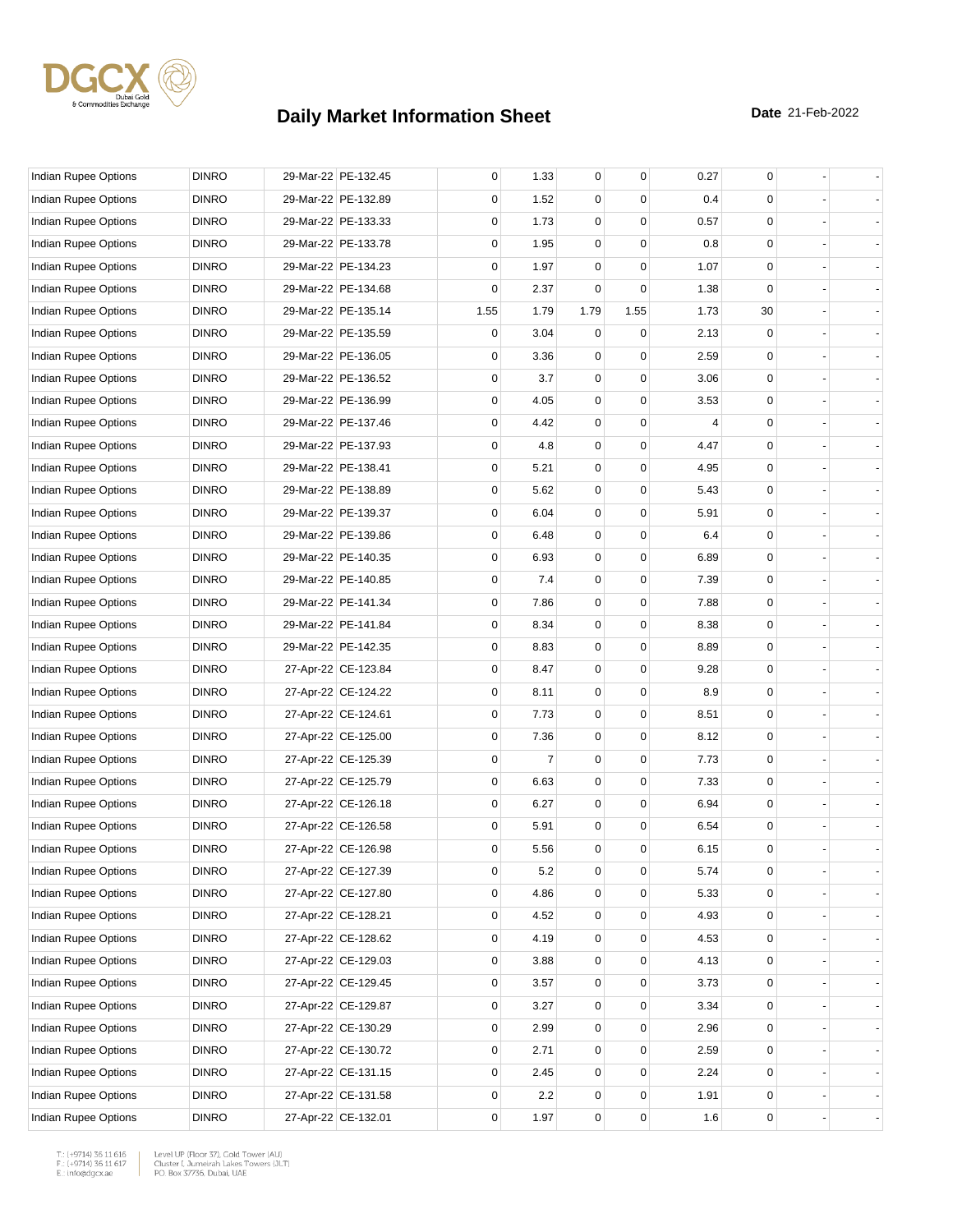# Daily Market Information Sheet

**Date** 21-Feb-2022

| | | | | | | | | | | | |
|---|---|---|---|---|---|---|---|---|---|---|---|
| Indian Rupee Options | DINRO | 29-Mar-22 | PE-132.45 | 0 | 1.33 | 0 | 0 | 0.27 | 0 | - | - |
| Indian Rupee Options | DINRO | 29-Mar-22 | PE-132.89 | 0 | 1.52 | 0 | 0 | 0.4 | 0 | - | - |
| Indian Rupee Options | DINRO | 29-Mar-22 | PE-133.33 | 0 | 1.73 | 0 | 0 | 0.57 | 0 | - | - |
| Indian Rupee Options | DINRO | 29-Mar-22 | PE-133.78 | 0 | 1.95 | 0 | 0 | 0.8 | 0 | - | - |
| Indian Rupee Options | DINRO | 29-Mar-22 | PE-134.23 | 0 | 1.97 | 0 | 0 | 1.07 | 0 | - | - |
| Indian Rupee Options | DINRO | 29-Mar-22 | PE-134.68 | 0 | 2.37 | 0 | 0 | 1.38 | 0 | - | - |
| Indian Rupee Options | DINRO | 29-Mar-22 | PE-135.14 | 1.55 | 1.79 | 1.79 | 1.55 | 1.73 | 30 | - | - |
| Indian Rupee Options | DINRO | 29-Mar-22 | PE-135.59 | 0 | 3.04 | 0 | 0 | 2.13 | 0 | - | - |
| Indian Rupee Options | DINRO | 29-Mar-22 | PE-136.05 | 0 | 3.36 | 0 | 0 | 2.59 | 0 | - | - |
| Indian Rupee Options | DINRO | 29-Mar-22 | PE-136.52 | 0 | 3.7 | 0 | 0 | 3.06 | 0 | - | - |
| Indian Rupee Options | DINRO | 29-Mar-22 | PE-136.99 | 0 | 4.05 | 0 | 0 | 3.53 | 0 | - | - |
| Indian Rupee Options | DINRO | 29-Mar-22 | PE-137.46 | 0 | 4.42 | 0 | 0 | 4 | 0 | - | - |
| Indian Rupee Options | DINRO | 29-Mar-22 | PE-137.93 | 0 | 4.8 | 0 | 0 | 4.47 | 0 | - | - |
| Indian Rupee Options | DINRO | 29-Mar-22 | PE-138.41 | 0 | 5.21 | 0 | 0 | 4.95 | 0 | - | - |
| Indian Rupee Options | DINRO | 29-Mar-22 | PE-138.89 | 0 | 5.62 | 0 | 0 | 5.43 | 0 | - | - |
| Indian Rupee Options | DINRO | 29-Mar-22 | PE-139.37 | 0 | 6.04 | 0 | 0 | 5.91 | 0 | - | - |
| Indian Rupee Options | DINRO | 29-Mar-22 | PE-139.86 | 0 | 6.48 | 0 | 0 | 6.4 | 0 | - | - |
| Indian Rupee Options | DINRO | 29-Mar-22 | PE-140.35 | 0 | 6.93 | 0 | 0 | 6.89 | 0 | - | - |
| Indian Rupee Options | DINRO | 29-Mar-22 | PE-140.85 | 0 | 7.4 | 0 | 0 | 7.39 | 0 | - | - |
| Indian Rupee Options | DINRO | 29-Mar-22 | PE-141.34 | 0 | 7.86 | 0 | 0 | 7.88 | 0 | - | - |
| Indian Rupee Options | DINRO | 29-Mar-22 | PE-141.84 | 0 | 8.34 | 0 | 0 | 8.38 | 0 | - | - |
| Indian Rupee Options | DINRO | 29-Mar-22 | PE-142.35 | 0 | 8.83 | 0 | 0 | 8.89 | 0 | - | - |
| Indian Rupee Options | DINRO | 27-Apr-22 | CE-123.84 | 0 | 8.47 | 0 | 0 | 9.28 | 0 | - | - |
| Indian Rupee Options | DINRO | 27-Apr-22 | CE-124.22 | 0 | 8.11 | 0 | 0 | 8.9 | 0 | - | - |
| Indian Rupee Options | DINRO | 27-Apr-22 | CE-124.61 | 0 | 7.73 | 0 | 0 | 8.51 | 0 | - | - |
| Indian Rupee Options | DINRO | 27-Apr-22 | CE-125.00 | 0 | 7.36 | 0 | 0 | 8.12 | 0 | - | - |
| Indian Rupee Options | DINRO | 27-Apr-22 | CE-125.39 | 0 | 7 | 0 | 0 | 7.73 | 0 | - | - |
| Indian Rupee Options | DINRO | 27-Apr-22 | CE-125.79 | 0 | 6.63 | 0 | 0 | 7.33 | 0 | - | - |
| Indian Rupee Options | DINRO | 27-Apr-22 | CE-126.18 | 0 | 6.27 | 0 | 0 | 6.94 | 0 | - | - |
| Indian Rupee Options | DINRO | 27-Apr-22 | CE-126.58 | 0 | 5.91 | 0 | 0 | 6.54 | 0 | - | - |
| Indian Rupee Options | DINRO | 27-Apr-22 | CE-126.98 | 0 | 5.56 | 0 | 0 | 6.15 | 0 | - | - |
| Indian Rupee Options | DINRO | 27-Apr-22 | CE-127.39 | 0 | 5.2 | 0 | 0 | 5.74 | 0 | - | - |
| Indian Rupee Options | DINRO | 27-Apr-22 | CE-127.80 | 0 | 4.86 | 0 | 0 | 5.33 | 0 | - | - |
| Indian Rupee Options | DINRO | 27-Apr-22 | CE-128.21 | 0 | 4.52 | 0 | 0 | 4.93 | 0 | - | - |
| Indian Rupee Options | DINRO | 27-Apr-22 | CE-128.62 | 0 | 4.19 | 0 | 0 | 4.53 | 0 | - | - |
| Indian Rupee Options | DINRO | 27-Apr-22 | CE-129.03 | 0 | 3.88 | 0 | 0 | 4.13 | 0 | - | - |
| Indian Rupee Options | DINRO | 27-Apr-22 | CE-129.45 | 0 | 3.57 | 0 | 0 | 3.73 | 0 | - | - |
| Indian Rupee Options | DINRO | 27-Apr-22 | CE-129.87 | 0 | 3.27 | 0 | 0 | 3.34 | 0 | - | - |
| Indian Rupee Options | DINRO | 27-Apr-22 | CE-130.29 | 0 | 2.99 | 0 | 0 | 2.96 | 0 | - | - |
| Indian Rupee Options | DINRO | 27-Apr-22 | CE-130.72 | 0 | 2.71 | 0 | 0 | 2.59 | 0 | - | - |
| Indian Rupee Options | DINRO | 27-Apr-22 | CE-131.15 | 0 | 2.45 | 0 | 0 | 2.24 | 0 | - | - |
| Indian Rupee Options | DINRO | 27-Apr-22 | CE-131.58 | 0 | 2.2 | 0 | 0 | 1.91 | 0 | - | - |
| Indian Rupee Options | DINRO | 27-Apr-22 | CE-132.01 | 0 | 1.97 | 0 | 0 | 1.6 | 0 | - | - |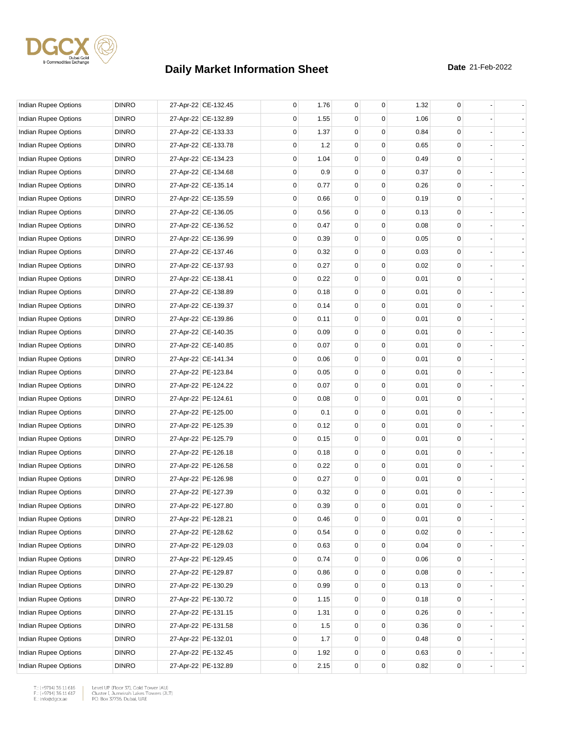# Daily Market Information Sheet

**Date** 21-Feb-2022

| | | | | | | | | | | | |
|---|---|---|---|---|---|---|---|---|---|---|---|
| Indian Rupee Options | DINRO | 27-Apr-22 | CE-132.45 | 0 | 1.76 | 0 | 0 | 1.32 | 0 | - | - |
| Indian Rupee Options | DINRO | 27-Apr-22 | CE-132.89 | 0 | 1.55 | 0 | 0 | 1.06 | 0 | - | - |
| Indian Rupee Options | DINRO | 27-Apr-22 | CE-133.33 | 0 | 1.37 | 0 | 0 | 0.84 | 0 | - | - |
| Indian Rupee Options | DINRO | 27-Apr-22 | CE-133.78 | 0 | 1.2 | 0 | 0 | 0.65 | 0 | - | - |
| Indian Rupee Options | DINRO | 27-Apr-22 | CE-134.23 | 0 | 1.04 | 0 | 0 | 0.49 | 0 | - | - |
| Indian Rupee Options | DINRO | 27-Apr-22 | CE-134.68 | 0 | 0.9 | 0 | 0 | 0.37 | 0 | - | - |
| Indian Rupee Options | DINRO | 27-Apr-22 | CE-135.14 | 0 | 0.77 | 0 | 0 | 0.26 | 0 | - | - |
| Indian Rupee Options | DINRO | 27-Apr-22 | CE-135.59 | 0 | 0.66 | 0 | 0 | 0.19 | 0 | - | - |
| Indian Rupee Options | DINRO | 27-Apr-22 | CE-136.05 | 0 | 0.56 | 0 | 0 | 0.13 | 0 | - | - |
| Indian Rupee Options | DINRO | 27-Apr-22 | CE-136.52 | 0 | 0.47 | 0 | 0 | 0.08 | 0 | - | - |
| Indian Rupee Options | DINRO | 27-Apr-22 | CE-136.99 | 0 | 0.39 | 0 | 0 | 0.05 | 0 | - | - |
| Indian Rupee Options | DINRO | 27-Apr-22 | CE-137.46 | 0 | 0.32 | 0 | 0 | 0.03 | 0 | - | - |
| Indian Rupee Options | DINRO | 27-Apr-22 | CE-137.93 | 0 | 0.27 | 0 | 0 | 0.02 | 0 | - | - |
| Indian Rupee Options | DINRO | 27-Apr-22 | CE-138.41 | 0 | 0.22 | 0 | 0 | 0.01 | 0 | - | - |
| Indian Rupee Options | DINRO | 27-Apr-22 | CE-138.89 | 0 | 0.18 | 0 | 0 | 0.01 | 0 | - | - |
| Indian Rupee Options | DINRO | 27-Apr-22 | CE-139.37 | 0 | 0.14 | 0 | 0 | 0.01 | 0 | - | - |
| Indian Rupee Options | DINRO | 27-Apr-22 | CE-139.86 | 0 | 0.11 | 0 | 0 | 0.01 | 0 | - | - |
| Indian Rupee Options | DINRO | 27-Apr-22 | CE-140.35 | 0 | 0.09 | 0 | 0 | 0.01 | 0 | - | - |
| Indian Rupee Options | DINRO | 27-Apr-22 | CE-140.85 | 0 | 0.07 | 0 | 0 | 0.01 | 0 | - | - |
| Indian Rupee Options | DINRO | 27-Apr-22 | CE-141.34 | 0 | 0.06 | 0 | 0 | 0.01 | 0 | - | - |
| Indian Rupee Options | DINRO | 27-Apr-22 | PE-123.84 | 0 | 0.05 | 0 | 0 | 0.01 | 0 | - | - |
| Indian Rupee Options | DINRO | 27-Apr-22 | PE-124.22 | 0 | 0.07 | 0 | 0 | 0.01 | 0 | - | - |
| Indian Rupee Options | DINRO | 27-Apr-22 | PE-124.61 | 0 | 0.08 | 0 | 0 | 0.01 | 0 | - | - |
| Indian Rupee Options | DINRO | 27-Apr-22 | PE-125.00 | 0 | 0.1 | 0 | 0 | 0.01 | 0 | - | - |
| Indian Rupee Options | DINRO | 27-Apr-22 | PE-125.39 | 0 | 0.12 | 0 | 0 | 0.01 | 0 | - | - |
| Indian Rupee Options | DINRO | 27-Apr-22 | PE-125.79 | 0 | 0.15 | 0 | 0 | 0.01 | 0 | - | - |
| Indian Rupee Options | DINRO | 27-Apr-22 | PE-126.18 | 0 | 0.18 | 0 | 0 | 0.01 | 0 | - | - |
| Indian Rupee Options | DINRO | 27-Apr-22 | PE-126.58 | 0 | 0.22 | 0 | 0 | 0.01 | 0 | - | - |
| Indian Rupee Options | DINRO | 27-Apr-22 | PE-126.98 | 0 | 0.27 | 0 | 0 | 0.01 | 0 | - | - |
| Indian Rupee Options | DINRO | 27-Apr-22 | PE-127.39 | 0 | 0.32 | 0 | 0 | 0.01 | 0 | - | - |
| Indian Rupee Options | DINRO | 27-Apr-22 | PE-127.80 | 0 | 0.39 | 0 | 0 | 0.01 | 0 | - | - |
| Indian Rupee Options | DINRO | 27-Apr-22 | PE-128.21 | 0 | 0.46 | 0 | 0 | 0.01 | 0 | - | - |
| Indian Rupee Options | DINRO | 27-Apr-22 | PE-128.62 | 0 | 0.54 | 0 | 0 | 0.02 | 0 | - | - |
| Indian Rupee Options | DINRO | 27-Apr-22 | PE-129.03 | 0 | 0.63 | 0 | 0 | 0.04 | 0 | - | - |
| Indian Rupee Options | DINRO | 27-Apr-22 | PE-129.45 | 0 | 0.74 | 0 | 0 | 0.06 | 0 | - | - |
| Indian Rupee Options | DINRO | 27-Apr-22 | PE-129.87 | 0 | 0.86 | 0 | 0 | 0.08 | 0 | - | - |
| Indian Rupee Options | DINRO | 27-Apr-22 | PE-130.29 | 0 | 0.99 | 0 | 0 | 0.13 | 0 | - | - |
| Indian Rupee Options | DINRO | 27-Apr-22 | PE-130.72 | 0 | 1.15 | 0 | 0 | 0.18 | 0 | - | - |
| Indian Rupee Options | DINRO | 27-Apr-22 | PE-131.15 | 0 | 1.31 | 0 | 0 | 0.26 | 0 | - | - |
| Indian Rupee Options | DINRO | 27-Apr-22 | PE-131.58 | 0 | 1.5 | 0 | 0 | 0.36 | 0 | - | - |
| Indian Rupee Options | DINRO | 27-Apr-22 | PE-132.01 | 0 | 1.7 | 0 | 0 | 0.48 | 0 | - | - |
| Indian Rupee Options | DINRO | 27-Apr-22 | PE-132.45 | 0 | 1.92 | 0 | 0 | 0.63 | 0 | - | - |
| Indian Rupee Options | DINRO | 27-Apr-22 | PE-132.89 | 0 | 2.15 | 0 | 0 | 0.82 | 0 | - | - |

T.: (+9714) 36 11 616
F.: (+9714) 36 11 617
E.: info@dgcx.ae

Level UP (Floor 37), Gold Tower (AU)
Cluster I, Jumeirah Lakes Towers (JLT)
P.O. Box 37736, Dubai, UAE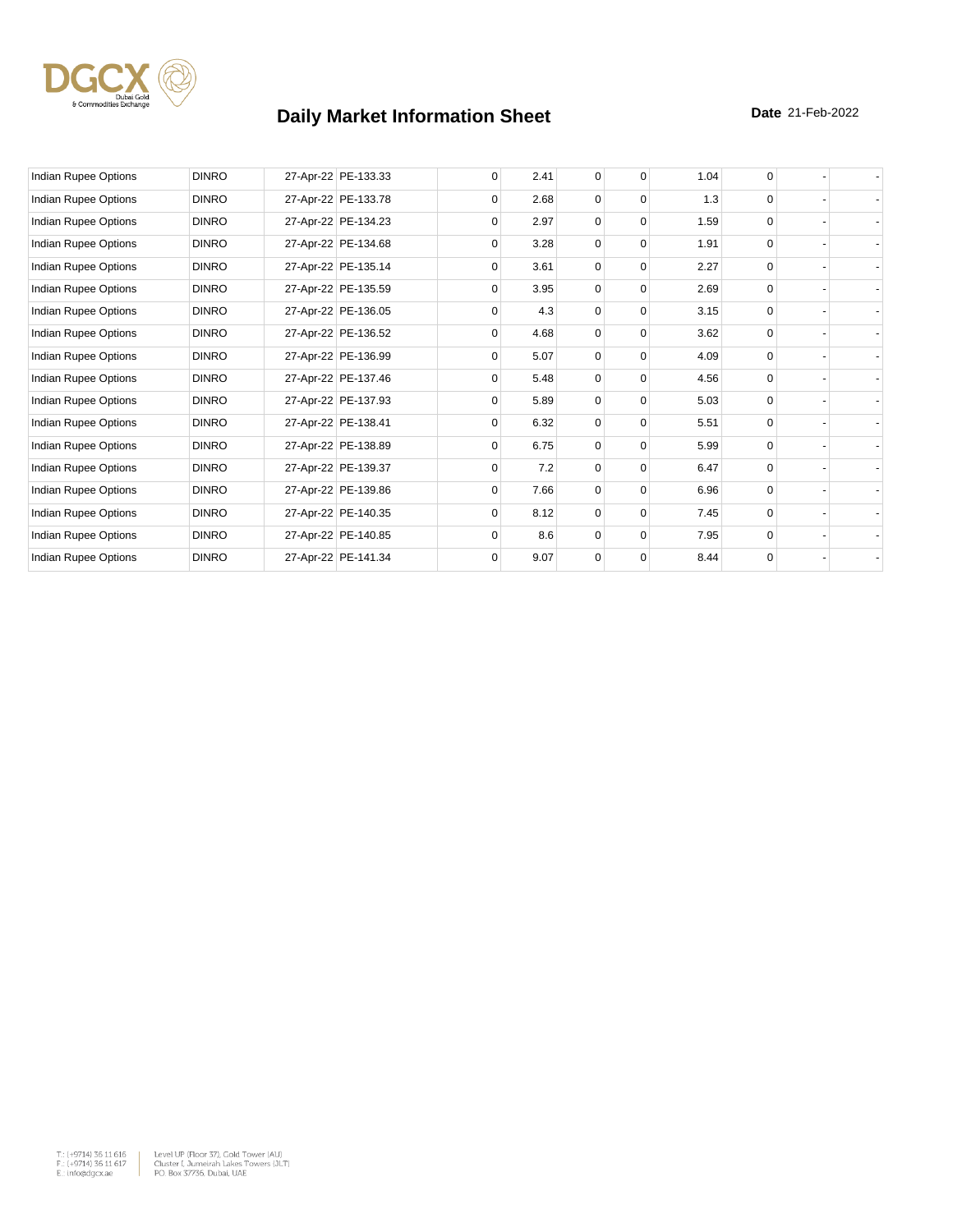# Daily Market Information Sheet

**Date** 21-Feb-2022

| | | | | | | | | | | | |
|---|---|---|---|---|---|---|---|---|---|---|---|
| Indian Rupee Options | DINRO | 27-Apr-22 | PE-133.33 | 0 | 2.41 | 0 | 0 | 1.04 | 0 | - | - |
| Indian Rupee Options | DINRO | 27-Apr-22 | PE-133.78 | 0 | 2.68 | 0 | 0 | 1.3 | 0 | - | - |
| Indian Rupee Options | DINRO | 27-Apr-22 | PE-134.23 | 0 | 2.97 | 0 | 0 | 1.59 | 0 | - | - |
| Indian Rupee Options | DINRO | 27-Apr-22 | PE-134.68 | 0 | 3.28 | 0 | 0 | 1.91 | 0 | - | - |
| Indian Rupee Options | DINRO | 27-Apr-22 | PE-135.14 | 0 | 3.61 | 0 | 0 | 2.27 | 0 | - | - |
| Indian Rupee Options | DINRO | 27-Apr-22 | PE-135.59 | 0 | 3.95 | 0 | 0 | 2.69 | 0 | - | - |
| Indian Rupee Options | DINRO | 27-Apr-22 | PE-136.05 | 0 | 4.3 | 0 | 0 | 3.15 | 0 | - | - |
| Indian Rupee Options | DINRO | 27-Apr-22 | PE-136.52 | 0 | 4.68 | 0 | 0 | 3.62 | 0 | - | - |
| Indian Rupee Options | DINRO | 27-Apr-22 | PE-136.99 | 0 | 5.07 | 0 | 0 | 4.09 | 0 | - | - |
| Indian Rupee Options | DINRO | 27-Apr-22 | PE-137.46 | 0 | 5.48 | 0 | 0 | 4.56 | 0 | - | - |
| Indian Rupee Options | DINRO | 27-Apr-22 | PE-137.93 | 0 | 5.89 | 0 | 0 | 5.03 | 0 | - | - |
| Indian Rupee Options | DINRO | 27-Apr-22 | PE-138.41 | 0 | 6.32 | 0 | 0 | 5.51 | 0 | - | - |
| Indian Rupee Options | DINRO | 27-Apr-22 | PE-138.89 | 0 | 6.75 | 0 | 0 | 5.99 | 0 | - | - |
| Indian Rupee Options | DINRO | 27-Apr-22 | PE-139.37 | 0 | 7.2 | 0 | 0 | 6.47 | 0 | - | - |
| Indian Rupee Options | DINRO | 27-Apr-22 | PE-139.86 | 0 | 7.66 | 0 | 0 | 6.96 | 0 | - | - |
| Indian Rupee Options | DINRO | 27-Apr-22 | PE-140.35 | 0 | 8.12 | 0 | 0 | 7.45 | 0 | - | - |
| Indian Rupee Options | DINRO | 27-Apr-22 | PE-140.85 | 0 | 8.6 | 0 | 0 | 7.95 | 0 | - | - |
| Indian Rupee Options | DINRO | 27-Apr-22 | PE-141.34 | 0 | 9.07 | 0 | 0 | 8.44 | 0 | - | - |